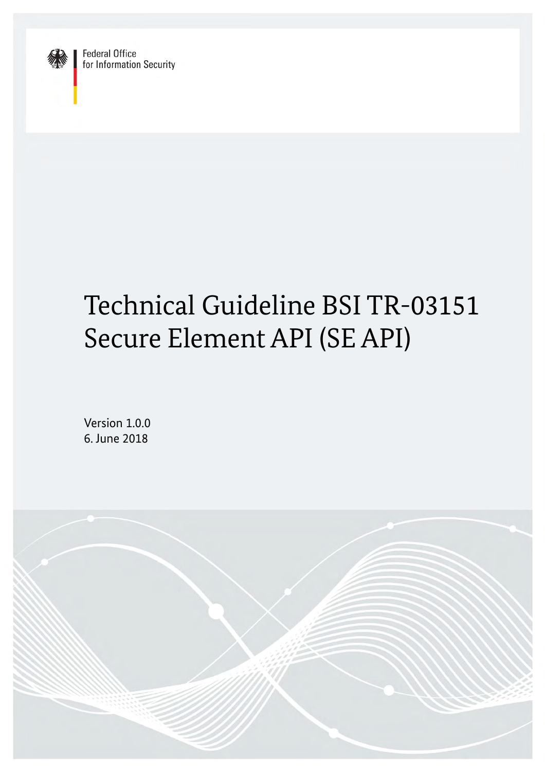Federal Office
for Information Security

# Technical Guideline BSI TR-03151 Secure Element API (SE API)

Version 1.0.0
6. June 2018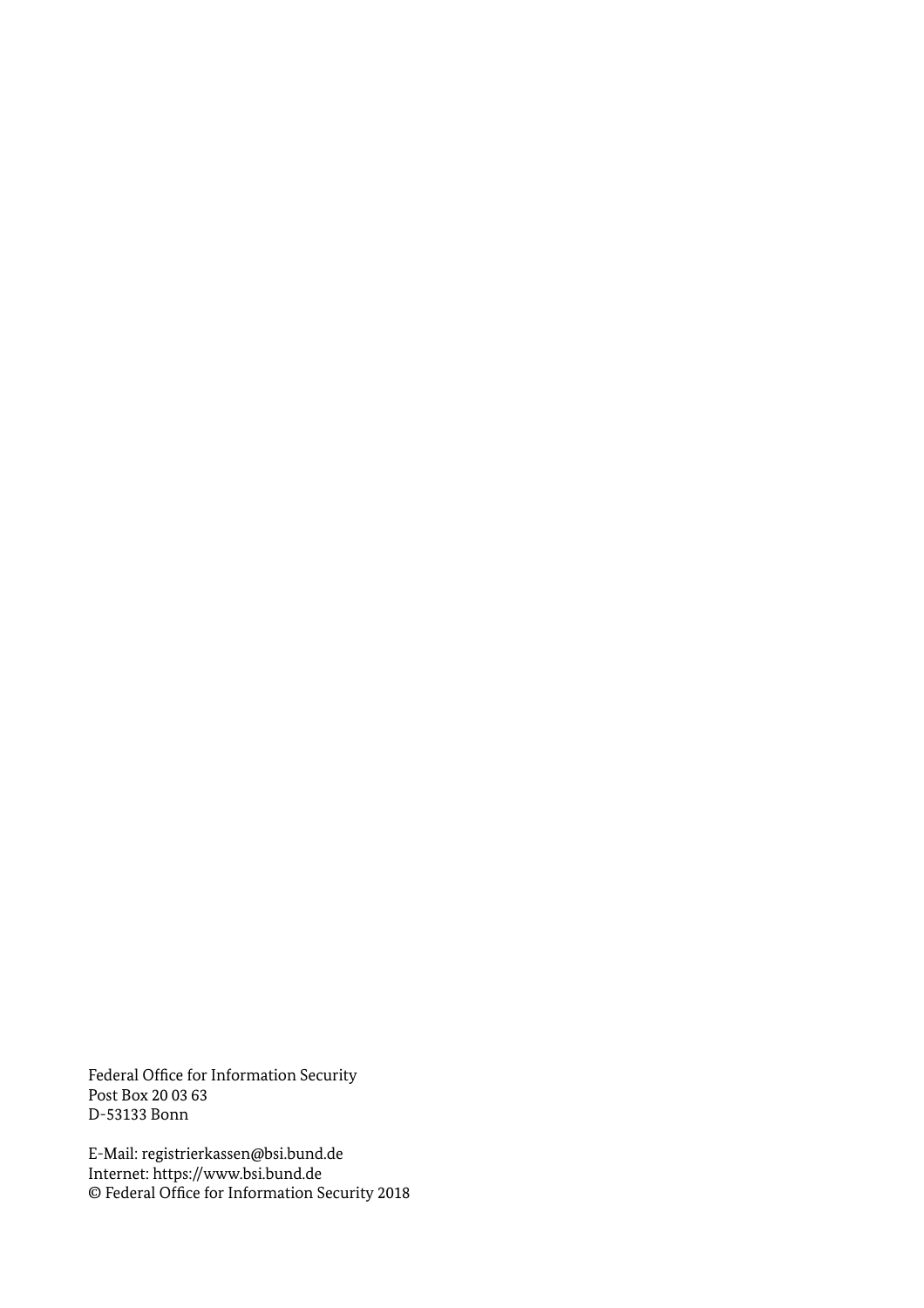Federal Office for Information Security
Post Box 20 03 63
D-53133 Bonn

E-Mail: registrierkassen@bsi.bund.de
Internet: https://www.bsi.bund.de
© Federal Office for Information Security 2018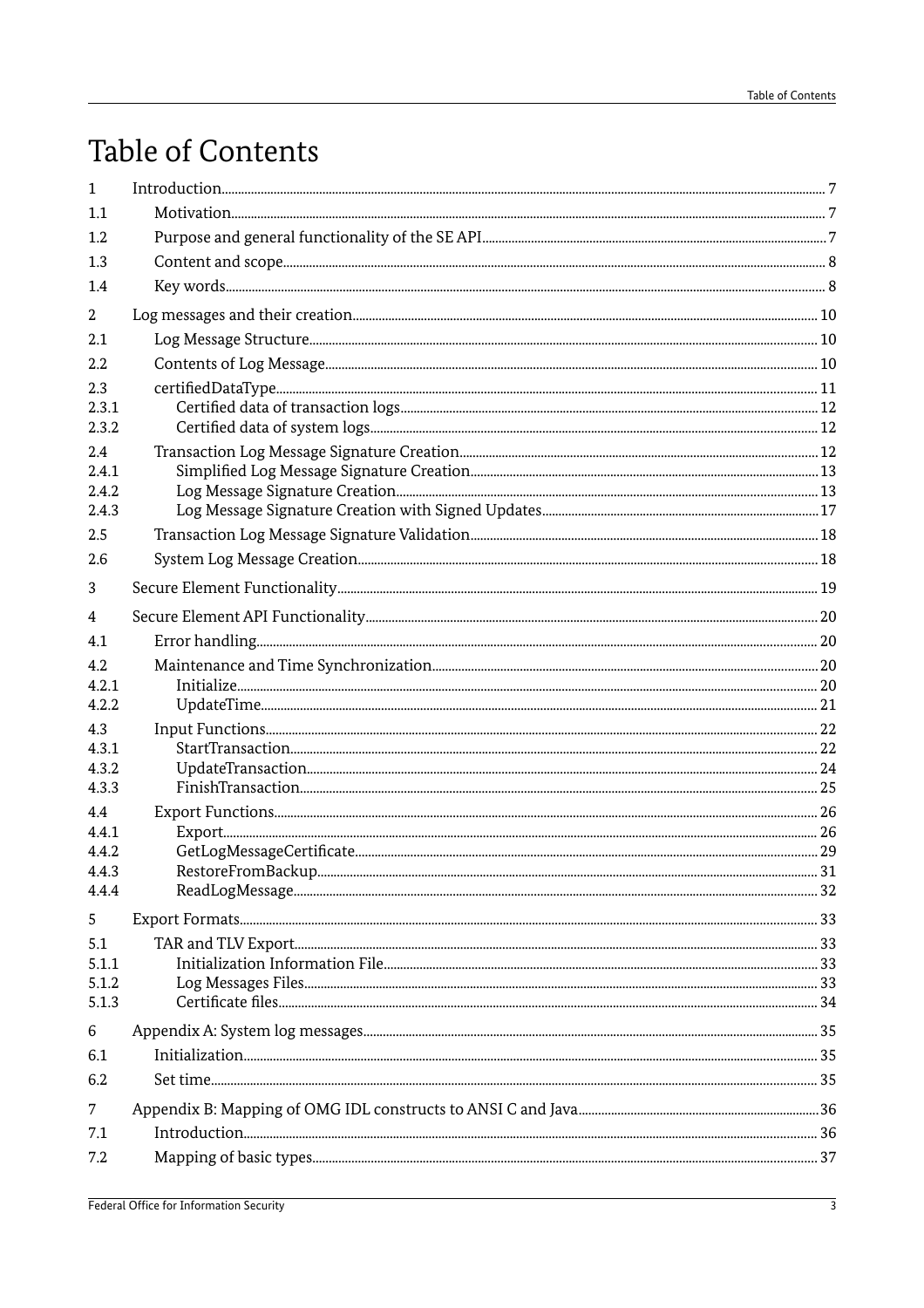# Table of Contents

| | | |
|---|---|---|
| 1 | Introduction | 7 |
| 1.1 | Motivation | 7 |
| 1.2 | Purpose and general functionality of the SE API | 7 |
| 1.3 | Content and scope | 8 |
| 1.4 | Key words | 8 |
| 2 | Log messages and their creation | 10 |
| 2.1 | Log Message Structure | 10 |
| 2.2 | Contents of Log Message | 10 |
| 2.3 | certifiedDataType | 11 |
| 2.3.1 | Certified data of transaction logs | 12 |
| 2.3.2 | Certified data of system logs | 12 |
| 2.4 | Transaction Log Message Signature Creation | 12 |
| 2.4.1 | Simplified Log Message Signature Creation | 13 |
| 2.4.2 | Log Message Signature Creation | 13 |
| 2.4.3 | Log Message Signature Creation with Signed Updates | 17 |
| 2.5 | Transaction Log Message Signature Validation | 18 |
| 2.6 | System Log Message Creation | 18 |
| 3 | Secure Element Functionality | 19 |
| 4 | Secure Element API Functionality | 20 |
| 4.1 | Error handling | 20 |
| 4.2 | Maintenance and Time Synchronization | 20 |
| 4.2.1 | Initialize | 20 |
| 4.2.2 | UpdateTime | 21 |
| 4.3 | Input Functions | 22 |
| 4.3.1 | StartTransaction | 22 |
| 4.3.2 | UpdateTransaction | 24 |
| 4.3.3 | FinishTransaction | 25 |
| 4.4 | Export Functions | 26 |
| 4.4.1 | Export | 26 |
| 4.4.2 | GetLogMessageCertificate | 29 |
| 4.4.3 | RestoreFromBackup | 31 |
| 4.4.4 | ReadLogMessage | 32 |
| 5 | Export Formats | 33 |
| 5.1 | TAR and TLV Export | 33 |
| 5.1.1 | Initialization Information File | 33 |
| 5.1.2 | Log Messages Files | 33 |
| 5.1.3 | Certificate files | 34 |
| 6 | Appendix A: System log messages | 35 |
| 6.1 | Initialization | 35 |
| 6.2 | Set time | 35 |
| 7 | Appendix B: Mapping of OMG IDL constructs to ANSI C and Java | 36 |
| 7.1 | Introduction | 36 |
| 7.2 | Mapping of basic types | 37 |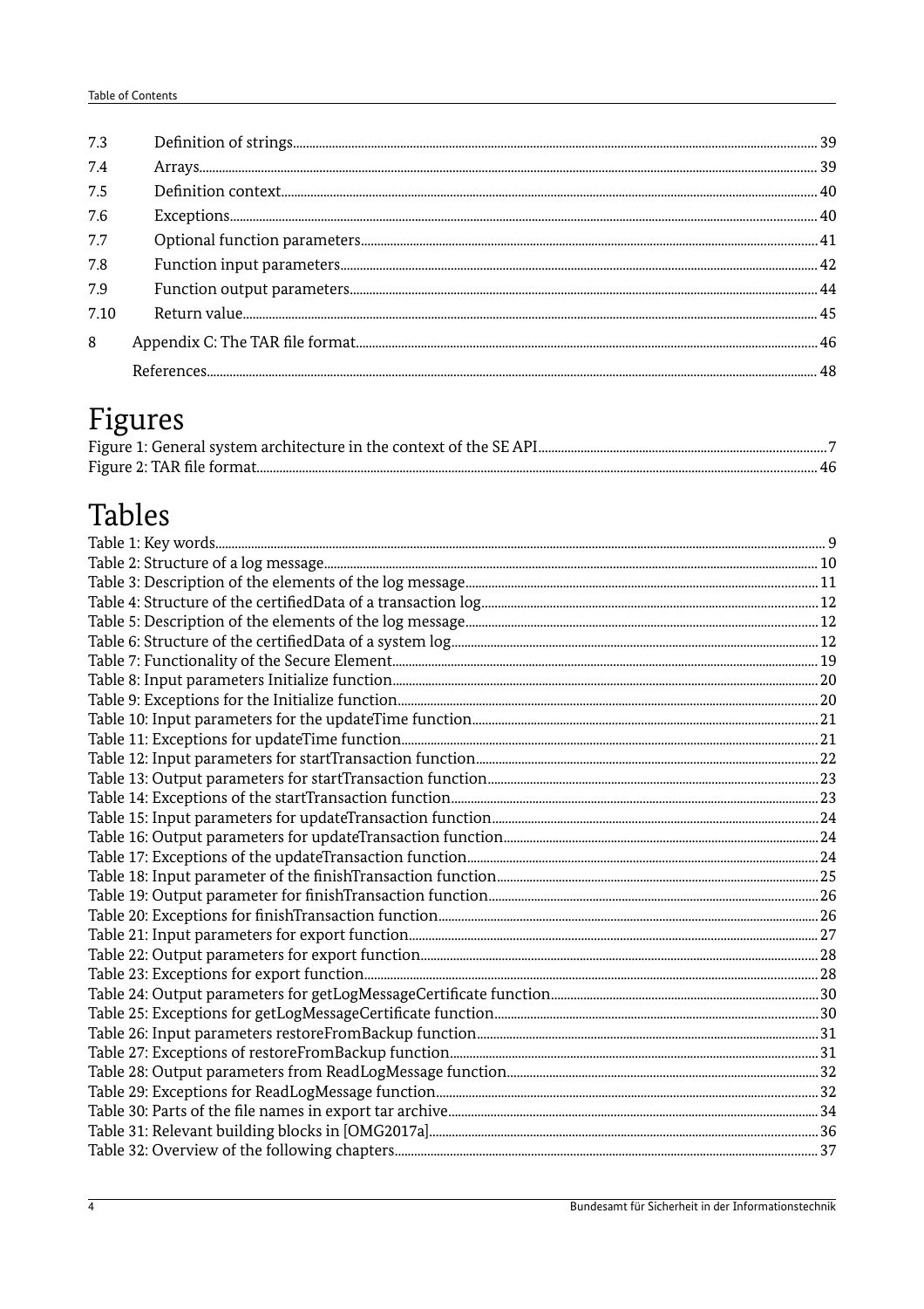| | | |
|---|---|---|
| 7.3 | Definition of strings | 39 |
| 7.4 | Arrays | 39 |
| 7.5 | Definition context | 40 |
| 7.6 | Exceptions | 40 |
| 7.7 | Optional function parameters | 41 |
| 7.8 | Function input parameters | 42 |
| 7.9 | Function output parameters | 44 |
| 7.10 | Return value | 45 |
| 8 | Appendix C: The TAR file format | 46 |
| | References | 48 |

# Figures

Figure 1: General system architecture in the context of the SE API .......... 7
Figure 2: TAR file format .......... 46

# Tables

Table 1: Key words .......... 9
Table 2: Structure of a log message .......... 10
Table 3: Description of the elements of the log message .......... 11
Table 4: Structure of the certifiedData of a transaction log .......... 12
Table 5: Description of the elements of the log message .......... 12
Table 6: Structure of the certifiedData of a system log .......... 12
Table 7: Functionality of the Secure Element .......... 19
Table 8: Input parameters Initialize function .......... 20
Table 9: Exceptions for the Initialize function .......... 20
Table 10: Input parameters for the updateTime function .......... 21
Table 11: Exceptions for updateTime function .......... 21
Table 12: Input parameters for startTransaction function .......... 22
Table 13: Output parameters for startTransaction function .......... 23
Table 14: Exceptions of the startTransaction function .......... 23
Table 15: Input parameters for updateTransaction function .......... 24
Table 16: Output parameters for updateTransaction function .......... 24
Table 17: Exceptions of the updateTransaction function .......... 24
Table 18: Input parameter of the finishTransaction function .......... 25
Table 19: Output parameter for finishTransaction function .......... 26
Table 20: Exceptions for finishTransaction function .......... 26
Table 21: Input parameters for export function .......... 27
Table 22: Output parameters for export function .......... 28
Table 23: Exceptions for export function .......... 28
Table 24: Output parameters for getLogMessageCertificate function .......... 30
Table 25: Exceptions for getLogMessageCertificate function .......... 30
Table 26: Input parameters restoreFromBackup function .......... 31
Table 27: Exceptions of restoreFromBackup function .......... 31
Table 28: Output parameters from ReadLogMessage function .......... 32
Table 29: Exceptions for ReadLogMessage function .......... 32
Table 30: Parts of the file names in export tar archive .......... 34
Table 31: Relevant building blocks in [OMG2017a] .......... 36
Table 32: Overview of the following chapters .......... 37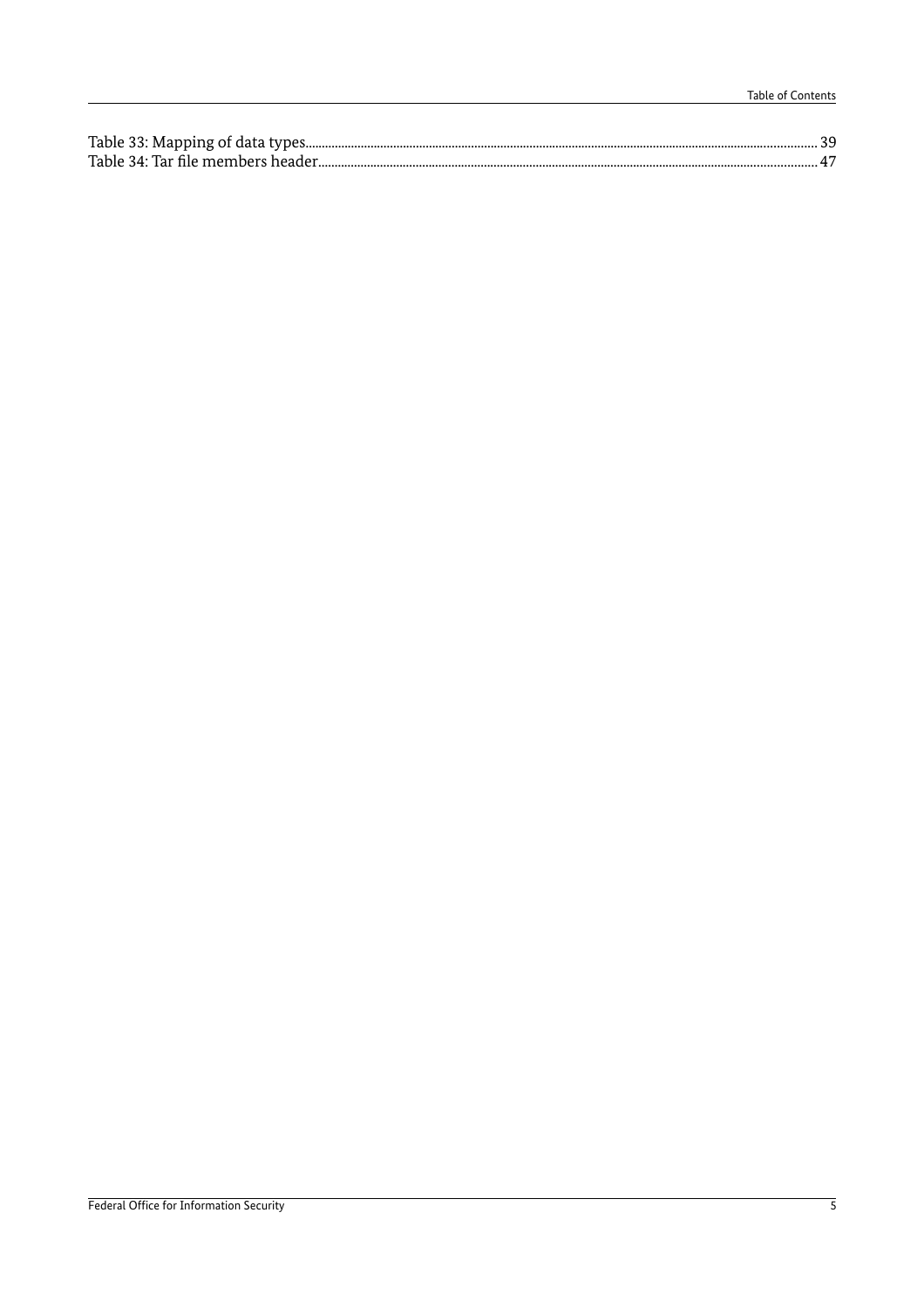Table 33: Mapping of data types.......................................................................................................39
Table 34: Tar file members header.......................................................................................................47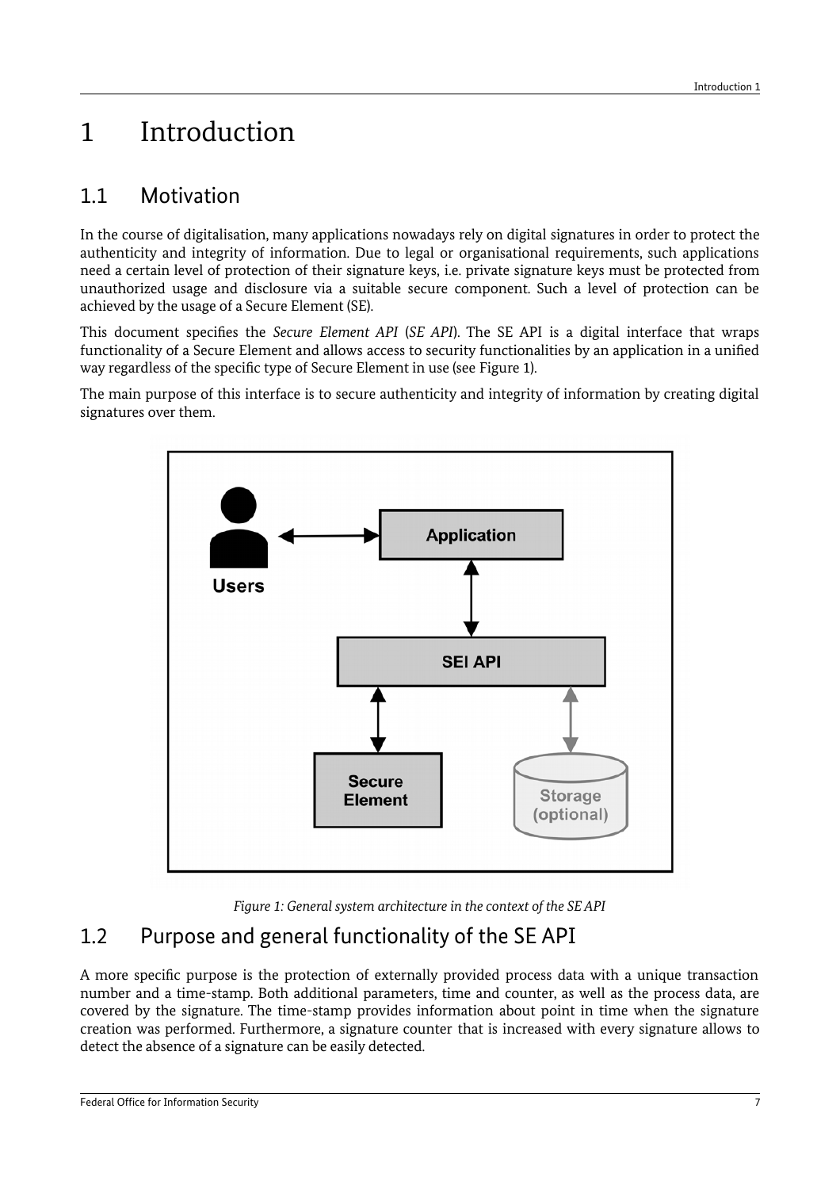# 1 Introduction

## 1.1 Motivation

In the course of digitalisation, many applications nowadays rely on digital signatures in order to protect the authenticity and integrity of information. Due to legal or organisational requirements, such applications need a certain level of protection of their signature keys, i.e. private signature keys must be protected from unauthorized usage and disclosure via a suitable secure component. Such a level of protection can be achieved by the usage of a Secure Element (SE).

This document specifies the *Secure Element API* (*SE API*). The SE API is a digital interface that wraps functionality of a Secure Element and allows access to security functionalities by an application in a unified way regardless of the specific type of Secure Element in use (see Figure 1).

The main purpose of this interface is to secure authenticity and integrity of information by creating digital signatures over them.

*Figure 1: General system architecture in the context of the SE API*

## 1.2 Purpose and general functionality of the SE API

A more specific purpose is the protection of externally provided process data with a unique transaction number and a time-stamp. Both additional parameters, time and counter, as well as the process data, are covered by the signature. The time-stamp provides information about point in time when the signature creation was performed. Furthermore, a signature counter that is increased with every signature allows to detect the absence of a signature can be easily detected.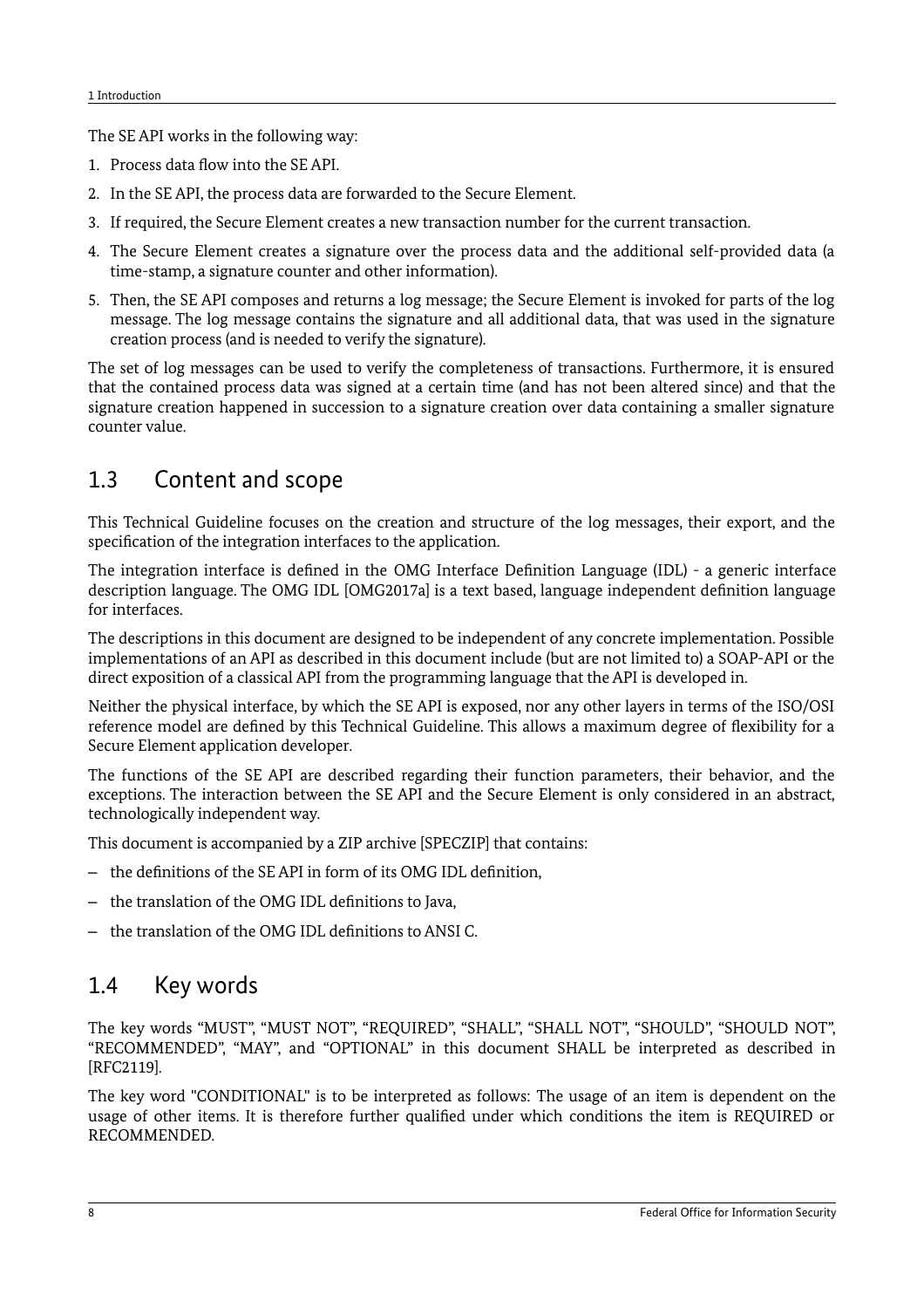The SE API works in the following way:

1. Process data flow into the SE API.
2. In the SE API, the process data are forwarded to the Secure Element.
3. If required, the Secure Element creates a new transaction number for the current transaction.
4. The Secure Element creates a signature over the process data and the additional self-provided data (a time-stamp, a signature counter and other information).
5. Then, the SE API composes and returns a log message; the Secure Element is invoked for parts of the log message. The log message contains the signature and all additional data, that was used in the signature creation process (and is needed to verify the signature).

The set of log messages can be used to verify the completeness of transactions. Furthermore, it is ensured that the contained process data was signed at a certain time (and has not been altered since) and that the signature creation happened in succession to a signature creation over data containing a smaller signature counter value.

## 1.3 Content and scope

This Technical Guideline focuses on the creation and structure of the log messages, their export, and the specification of the integration interfaces to the application.

The integration interface is defined in the OMG Interface Definition Language (IDL) - a generic interface description language. The OMG IDL [OMG2017a] is a text based, language independent definition language for interfaces.

The descriptions in this document are designed to be independent of any concrete implementation. Possible implementations of an API as described in this document include (but are not limited to) a SOAP-API or the direct exposition of a classical API from the programming language that the API is developed in.

Neither the physical interface, by which the SE API is exposed, nor any other layers in terms of the ISO/OSI reference model are defined by this Technical Guideline. This allows a maximum degree of flexibility for a Secure Element application developer.

The functions of the SE API are described regarding their function parameters, their behavior, and the exceptions. The interaction between the SE API and the Secure Element is only considered in an abstract, technologically independent way.

This document is accompanied by a ZIP archive [SPECZIP] that contains:

- the definitions of the SE API in form of its OMG IDL definition,
- the translation of the OMG IDL definitions to Java,
- the translation of the OMG IDL definitions to ANSI C.

## 1.4 Key words

The key words “MUST”, “MUST NOT”, “REQUIRED”, “SHALL”, “SHALL NOT”, “SHOULD”, “SHOULD NOT”, “RECOMMENDED”, “MAY”, and “OPTIONAL” in this document SHALL be interpreted as described in [RFC2119].

The key word "CONDITIONAL" is to be interpreted as follows: The usage of an item is dependent on the usage of other items. It is therefore further qualified under which conditions the item is REQUIRED or RECOMMENDED.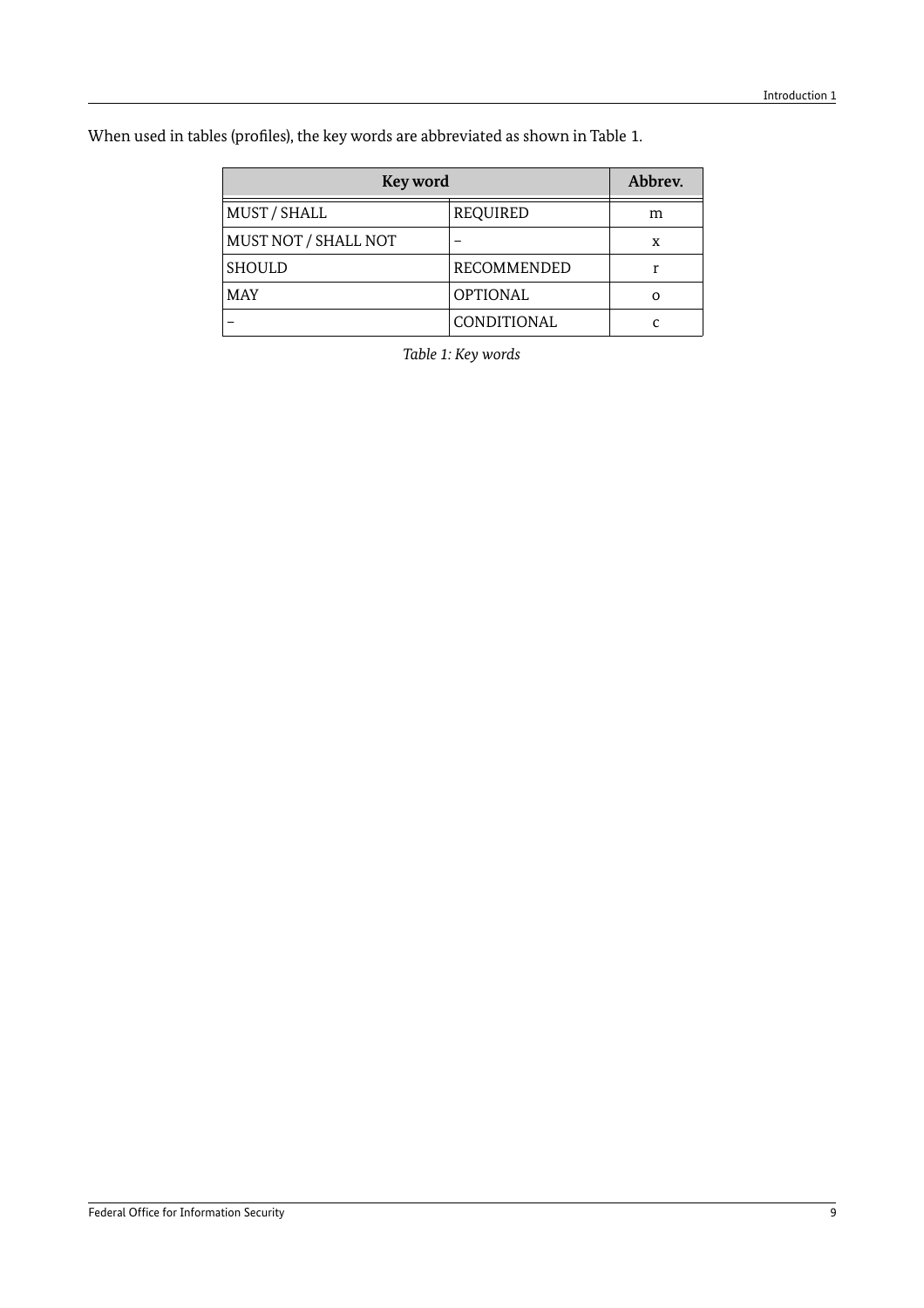When used in tables (profiles), the key words are abbreviated as shown in Table 1.

| Key word | | Abbrev. |
|---|---|---|
| MUST / SHALL | REQUIRED | m |
| MUST NOT / SHALL NOT | – | x |
| SHOULD | RECOMMENDED | r |
| MAY | OPTIONAL | o |
| – | CONDITIONAL | c |

*Table 1: Key words*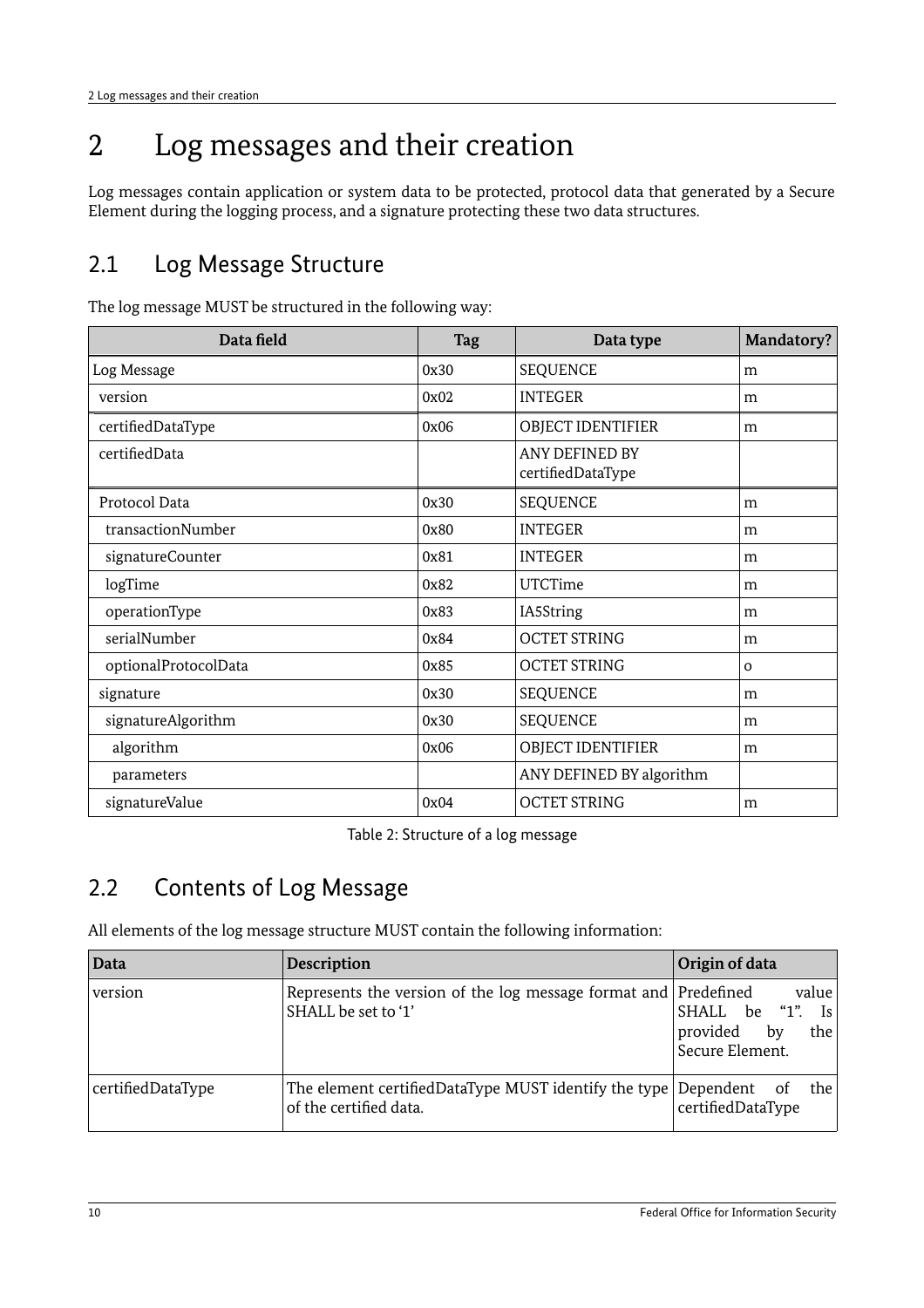// 2 Log messages and their creation

# 2 Log messages and their creation

Log messages contain application or system data to be protected, protocol data that generated by a Secure Element during the logging process, and a signature protecting these two data structures.

## 2.1 Log Message Structure

The log message MUST be structured in the following way:

| Data field | Tag | Data type | Mandatory? |
|---|---|---|---|
| Log Message | 0x30 | SEQUENCE | m |
| version | 0x02 | INTEGER | m |
| certifiedDataType | 0x06 | OBJECT IDENTIFIER | m |
| certifiedData | | ANY DEFINED BY certifiedDataType | |
| Protocol Data | 0x30 | SEQUENCE | m |
| transactionNumber | 0x80 | INTEGER | m |
| signatureCounter | 0x81 | INTEGER | m |
| logTime | 0x82 | UTCTime | m |
| operationType | 0x83 | IA5String | m |
| serialNumber | 0x84 | OCTET STRING | m |
| optionalProtocolData | 0x85 | OCTET STRING | o |
| signature | 0x30 | SEQUENCE | m |
| signatureAlgorithm | 0x30 | SEQUENCE | m |
| algorithm | 0x06 | OBJECT IDENTIFIER | m |
| parameters | | ANY DEFINED BY algorithm | |
| signatureValue | 0x04 | OCTET STRING | m |

Table 2: Structure of a log message

## 2.2 Contents of Log Message

All elements of the log message structure MUST contain the following information:

| Data | Description | Origin of data |
|---|---|---|
| version | Represents the version of the log message format and SHALL be set to '1' | Predefined value SHALL be "1". Is provided by the Secure Element. |
| certifiedDataType | The element certifiedDataType MUST identify the type of the certified data. | Dependent of the certifiedDataType |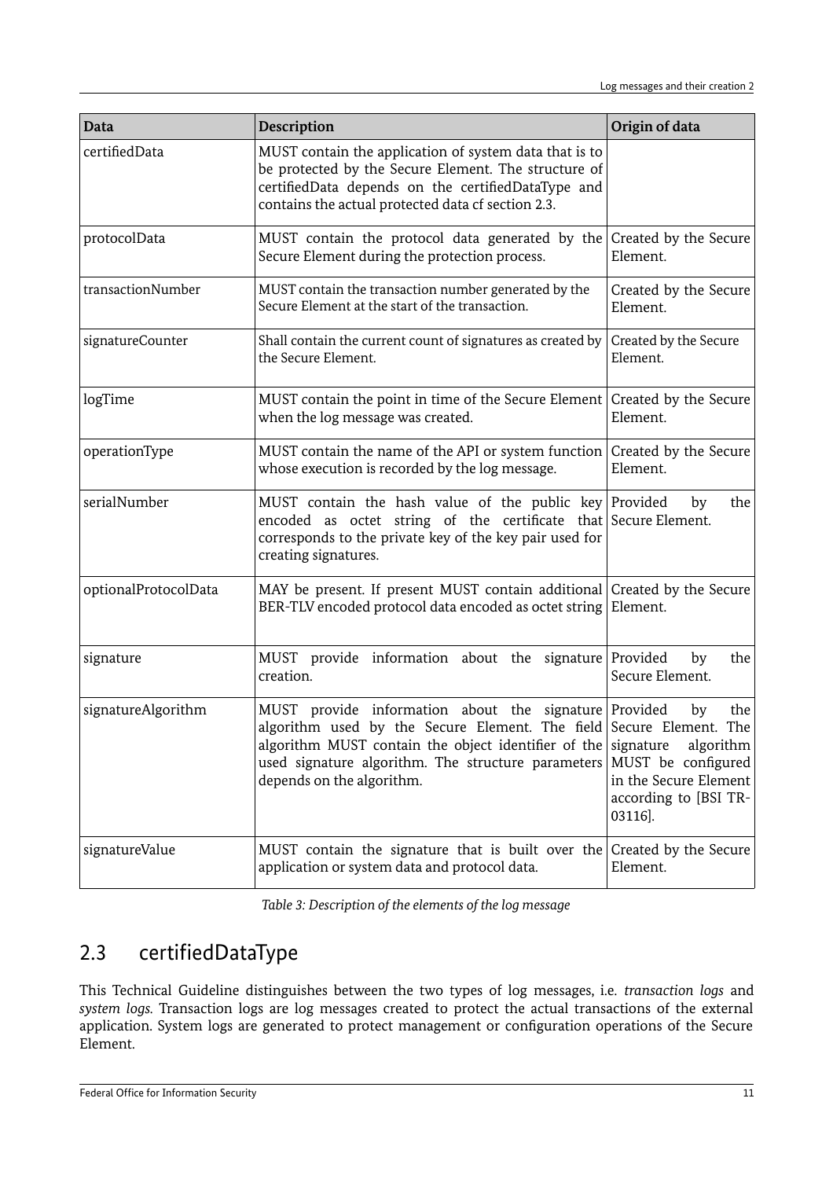| Data | Description | Origin of data |
|---|---|---|
| certifiedData | MUST contain the application of system data that is to be protected by the Secure Element. The structure of certifiedData depends on the certifiedDataType and contains the actual protected data cf section 2.3. | |
| protocolData | MUST contain the protocol data generated by the Secure Element during the protection process. | Created by the Secure Element. |
| transactionNumber | MUST contain the transaction number generated by the Secure Element at the start of the transaction. | Created by the Secure Element. |
| signatureCounter | Shall contain the current count of signatures as created by the Secure Element. | Created by the Secure Element. |
| logTime | MUST contain the point in time of the Secure Element when the log message was created. | Created by the Secure Element. |
| operationType | MUST contain the name of the API or system function whose execution is recorded by the log message. | Created by the Secure Element. |
| serialNumber | MUST contain the hash value of the public key encoded as octet string of the certificate that corresponds to the private key of the key pair used for creating signatures. | Provided by the Secure Element. |
| optionalProtocolData | MAY be present. If present MUST contain additional BER-TLV encoded protocol data encoded as octet string | Created by the Secure Element. |
| signature | MUST provide information about the signature creation. | Provided by the Secure Element. |
| signatureAlgorithm | MUST provide information about the signature algorithm used by the Secure Element. The field algorithm MUST contain the object identifier of the used signature algorithm. The structure parameters depends on the algorithm. | Provided by the Secure Element. The signature algorithm MUST be configured in the Secure Element according to [BSI TR-03116]. |
| signatureValue | MUST contain the signature that is built over the application or system data and protocol data. | Created by the Secure Element. |

*Table 3: Description of the elements of the log message*

## 2.3 certifiedDataType

This Technical Guideline distinguishes between the two types of log messages, i.e. *transaction logs* and *system logs*. Transaction logs are log messages created to protect the actual transactions of the external application. System logs are generated to protect management or configuration operations of the Secure Element.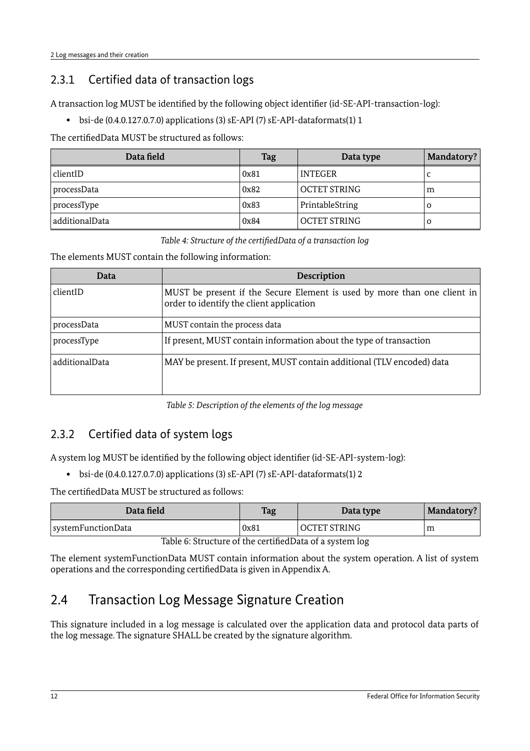### 2.3.1 Certified data of transaction logs

A transaction log MUST be identified by the following object identifier (id-SE-API-transaction-log):

- bsi-de (0.4.0.127.0.7.0) applications (3) sE-API (7) sE-API-dataformats(1) 1

The certifiedData MUST be structured as follows:

| Data field | Tag | Data type | Mandatory? |
|---|---|---|---|
| clientID | 0x81 | INTEGER | c |
| processData | 0x82 | OCTET STRING | m |
| processType | 0x83 | PrintableString | o |
| additionalData | 0x84 | OCTET STRING | o |

*Table 4: Structure of the certifiedData of a transaction log*

The elements MUST contain the following information:

| Data | Description |
|---|---|
| clientID | MUST be present if the Secure Element is used by more than one client in order to identify the client application |
| processData | MUST contain the process data |
| processType | If present, MUST contain information about the type of transaction |
| additionalData | MAY be present. If present, MUST contain additional (TLV encoded) data |

*Table 5: Description of the elements of the log message*

### 2.3.2 Certified data of system logs

A system log MUST be identified by the following object identifier (id-SE-API-system-log):

- bsi-de (0.4.0.127.0.7.0) applications (3) sE-API (7) sE-API-dataformats(1) 2

The certifiedData MUST be structured as follows:

| Data field | Tag | Data type | Mandatory? |
|---|---|---|---|
| systemFunctionData | 0x81 | OCTET STRING | m |

Table 6: Structure of the certifiedData of a system log

The element systemFunctionData MUST contain information about the system operation. A list of system operations and the corresponding certifiedData is given in Appendix A.

## 2.4 Transaction Log Message Signature Creation

This signature included in a log message is calculated over the application data and protocol data parts of the log message. The signature SHALL be created by the signature algorithm.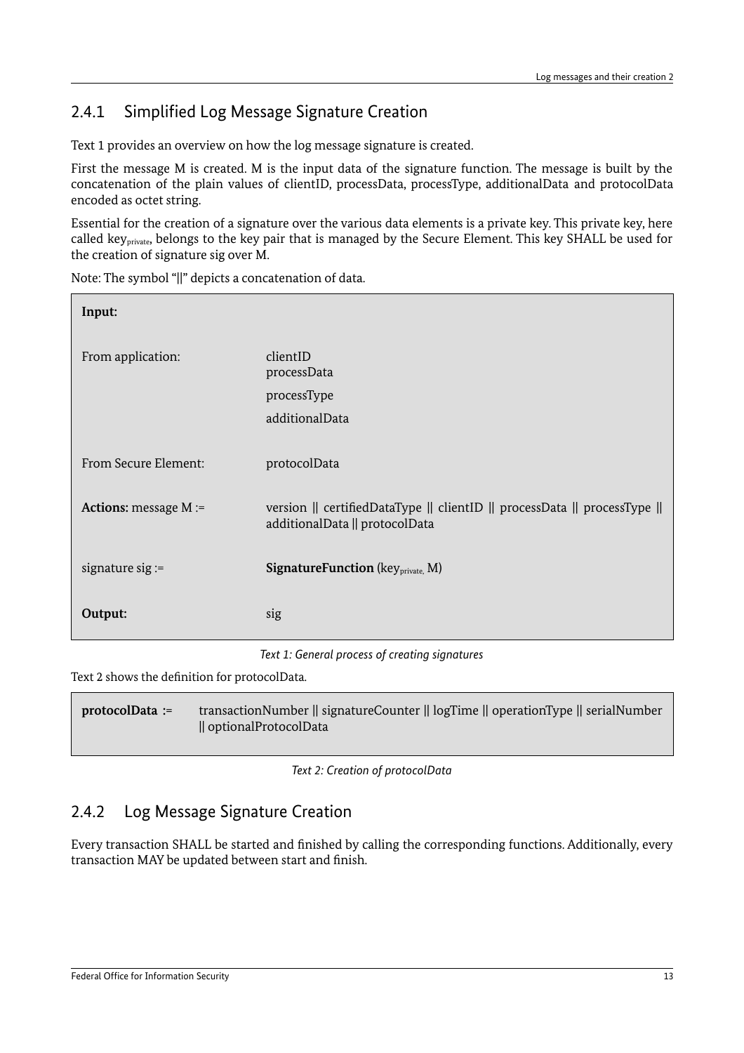### 2.4.1 Simplified Log Message Signature Creation

Text 1 provides an overview on how the log message signature is created.

First the message M is created. M is the input data of the signature function. The message is built by the concatenation of the plain values of clientID, processData, processType, additionalData and protocolData encoded as octet string.

Essential for the creation of a signature over the various data elements is a private key. This private key, here called $key_{private}$, belongs to the key pair that is managed by the Secure Element. This key SHALL be used for the creation of signature sig over M.

Note: The symbol "||" depicts a concatenation of data.

| **Input:** | |
|---|---|
| From application: | clientID<br>processData<br>processType<br>additionalData |
| From Secure Element: | protocolData |
| **Actions:** message M := | version \|\| certifiedDataType \|\| clientID \|\| processData \|\| processType \|\| additionalData \|\| protocolData |
| signature sig := | **SignatureFunction** ($key_{private}$, M) |
| **Output:** | sig |

*Text 1: General process of creating signatures*

Text 2 shows the definition for protocolData.

| **protocolData** := | transactionNumber \|\| signatureCounter \|\| logTime \|\| operationType \|\| serialNumber \|\| optionalProtocolData |
|---|---|

*Text 2: Creation of protocolData*

### 2.4.2 Log Message Signature Creation

Every transaction SHALL be started and finished by calling the corresponding functions. Additionally, every transaction MAY be updated between start and finish.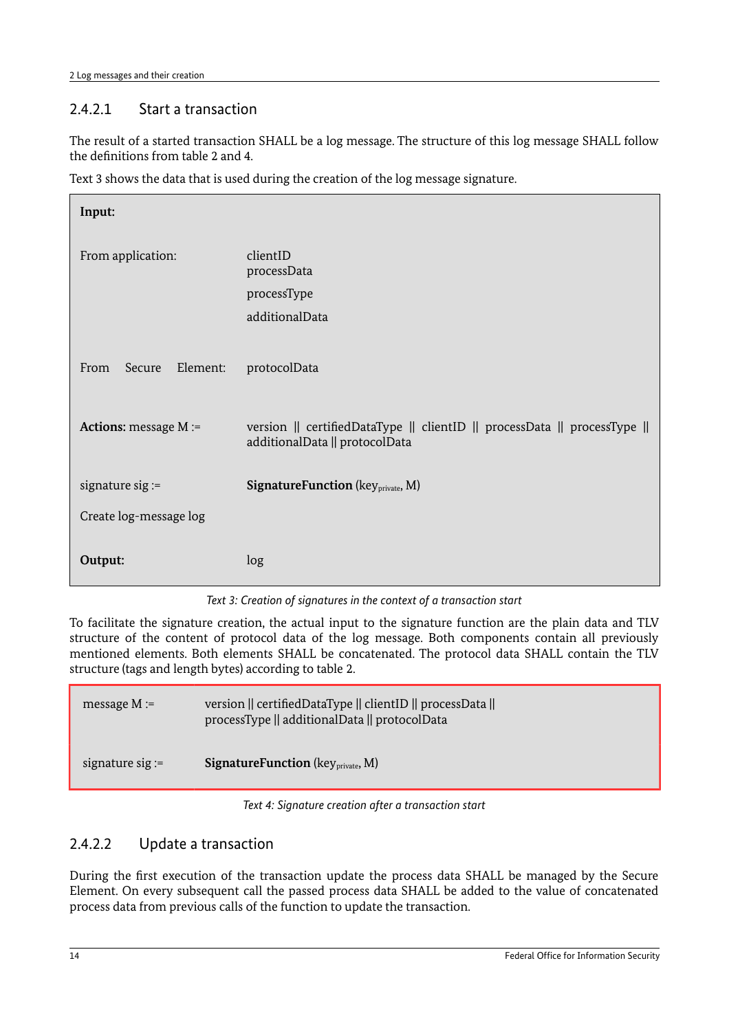#### 2.4.2.1 Start a transaction

The result of a started transaction SHALL be a log message. The structure of this log message SHALL follow the definitions from table 2 and 4.

Text 3 shows the data that is used during the creation of the log message signature.

| **Input:** | |
|---|---|
| From application: | clientID<br>processData<br>processType<br>additionalData |
| From Secure Element: | protocolData |
| **Actions:** message M := | version \|\| certifiedDataType \|\| clientID \|\| processData \|\| processType \|\| additionalData \|\| protocolData |
| signature sig := | **SignatureFunction** ($key_{private}$, M) |
| Create log-message log | |
| **Output:** | log |

*Text 3: Creation of signatures in the context of a transaction start*

To facilitate the signature creation, the actual input to the signature function are the plain data and TLV structure of the content of protocol data of the log message. Both components contain all previously mentioned elements. Both elements SHALL be concatenated. The protocol data SHALL contain the TLV structure (tags and length bytes) according to table 2.

| | |
|---|---|
| message M := | version \|\| certifiedDataType \|\| clientID \|\| processData \|\| processType \|\| additionalData \|\| protocolData |
| signature sig := | **SignatureFunction** ($key_{private}$, M) |

*Text 4: Signature creation after a transaction start*

#### 2.4.2.2 Update a transaction

During the first execution of the transaction update the process data SHALL be managed by the Secure Element. On every subsequent call the passed process data SHALL be added to the value of concatenated process data from previous calls of the function to update the transaction.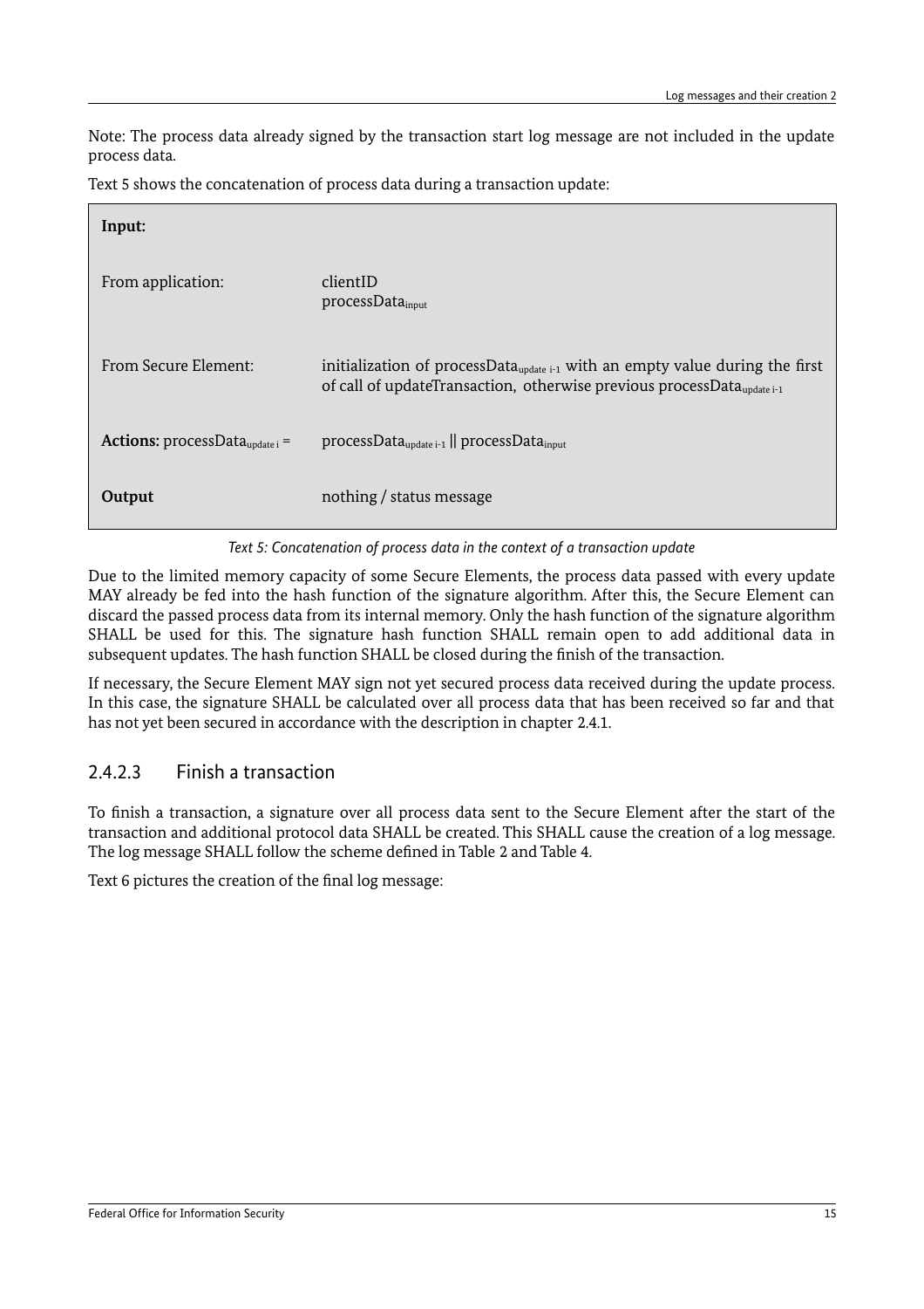Note: The process data already signed by the transaction start log message are not included in the update process data.

Text 5 shows the concatenation of process data during a transaction update:

| **Input:** | |
|---|---|
| From application: | clientID<br>$processData_{input}$ |
| From Secure Element: | initialization of $processData_{update\ i-1}$ with an empty value during the first of call of updateTransaction, otherwise previous $processData_{update\ i-1}$ |
| **Actions:** $processData_{update\ i}$ = | $processData_{update\ i-1}$ \|\| $processData_{input}$ |
| **Output** | nothing / status message |

*Text 5: Concatenation of process data in the context of a transaction update*

Due to the limited memory capacity of some Secure Elements, the process data passed with every update MAY already be fed into the hash function of the signature algorithm. After this, the Secure Element can discard the passed process data from its internal memory. Only the hash function of the signature algorithm SHALL be used for this. The signature hash function SHALL remain open to add additional data in subsequent updates. The hash function SHALL be closed during the finish of the transaction.

If necessary, the Secure Element MAY sign not yet secured process data received during the update process. In this case, the signature SHALL be calculated over all process data that has been received so far and that has not yet been secured in accordance with the description in chapter 2.4.1.

### 2.4.2.3 Finish a transaction

To finish a transaction, a signature over all process data sent to the Secure Element after the start of the transaction and additional protocol data SHALL be created. This SHALL cause the creation of a log message. The log message SHALL follow the scheme defined in Table 2 and Table 4.

Text 6 pictures the creation of the final log message: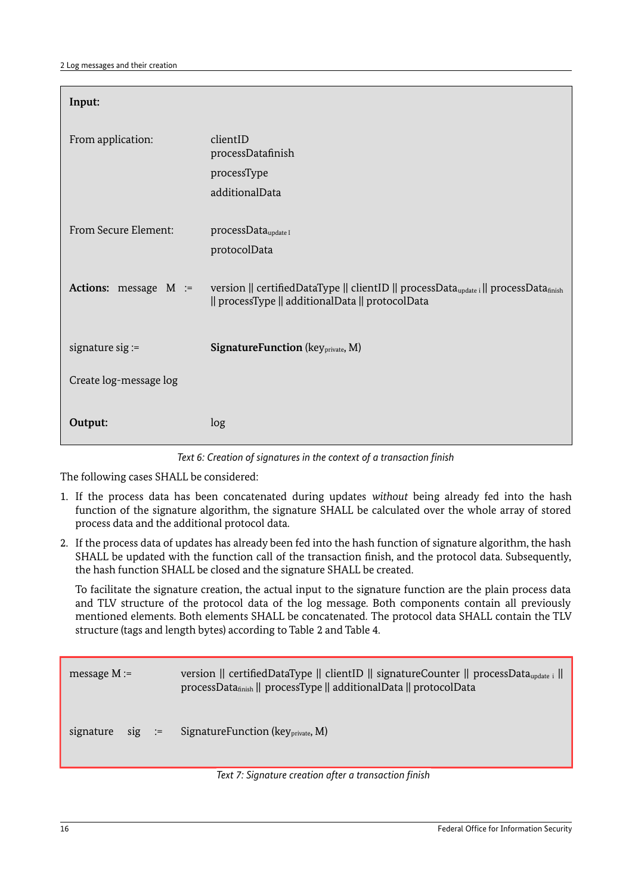| **Input:** | |
|---|---|
| From application: | clientID<br>processDatafinish<br>processType<br>additionalData |
| From Secure Element: | $processData_{update\ I}$<br>protocolData |
| **Actions:** message M := | version ǁ certifiedDataType ǁ clientID ǁ $processData_{update\ i}$ ǁ $processData_{finish}$ ǁ processType ǁ additionalData ǁ protocolData |
| signature sig := | **SignatureFunction** ($key_{private}$, M) |
| Create log-message log | |
| **Output:** | log |

*Text 6: Creation of signatures in the context of a transaction finish*

The following cases SHALL be considered:

1. If the process data has been concatenated during updates *without* being already fed into the hash function of the signature algorithm, the signature SHALL be calculated over the whole array of stored process data and the additional protocol data.
2. If the process data of updates has already been fed into the hash function of signature algorithm, the hash SHALL be updated with the function call of the transaction finish, and the protocol data. Subsequently, the hash function SHALL be closed and the signature SHALL be created.

   To facilitate the signature creation, the actual input to the signature function are the plain process data and TLV structure of the protocol data of the log message. Both components contain all previously mentioned elements. Both elements SHALL be concatenated. The protocol data SHALL contain the TLV structure (tags and length bytes) according to Table 2 and Table 4.

| | |
|---|---|
| message M := | version ǁ certifiedDataType ǁ clientID ǁ signatureCounter ǁ $processData_{update\ i}$ ǁ $processData_{finish}$ ǁ processType ǁ additionalData ǁ protocolData |
| signature sig := | SignatureFunction ($key_{private}$, M) |

*Text 7: Signature creation after a transaction finish*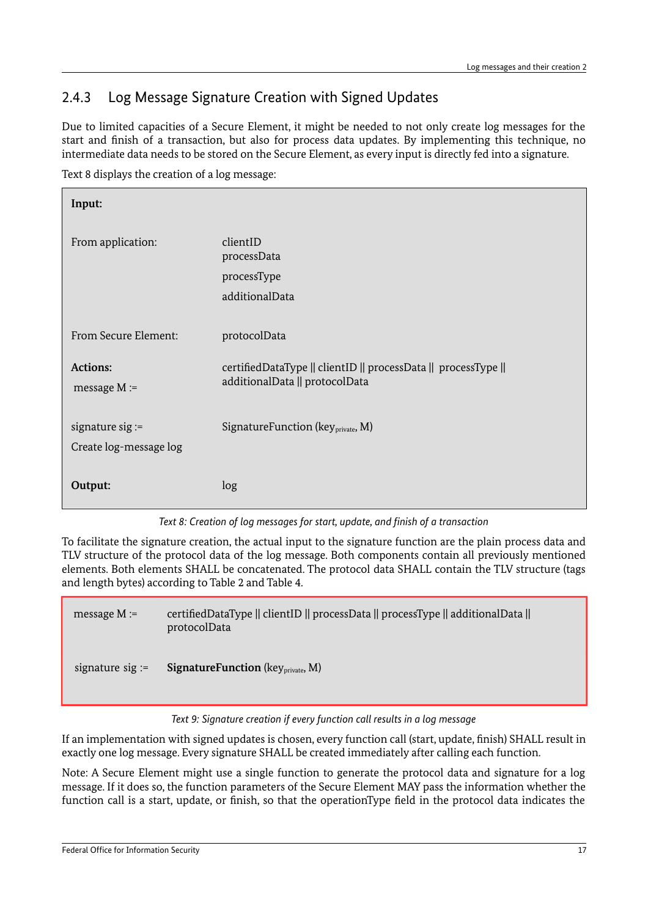### 2.4.3 Log Message Signature Creation with Signed Updates

Due to limited capacities of a Secure Element, it might be needed to not only create log messages for the start and finish of a transaction, but also for process data updates. By implementing this technique, no intermediate data needs to be stored on the Secure Element, as every input is directly fed into a signature.

Text 8 displays the creation of a log message:

| **Input:** | |
|---|---|
| From application: | clientID<br>processData<br>processType<br>additionalData |
| From Secure Element: | protocolData |
| **Actions:**<br>message M := | certifiedDataType \|\| clientID \|\| processData \|\| processType \|\| additionalData \|\| protocolData |
| signature sig := | SignatureFunction (key$_{private}$, M) |
| Create log-message log | |
| **Output:** | log |

*Text 8: Creation of log messages for start, update, and finish of a transaction*

To facilitate the signature creation, the actual input to the signature function are the plain process data and TLV structure of the protocol data of the log message. Both components contain all previously mentioned elements. Both elements SHALL be concatenated. The protocol data SHALL contain the TLV structure (tags and length bytes) according to Table 2 and Table 4.

| | |
|---|---|
| message M := | certifiedDataType \|\| clientID \|\| processData \|\| processType \|\| additionalData \|\| protocolData |
| signature sig := | **SignatureFunction** (key$_{private}$, M) |

*Text 9: Signature creation if every function call results in a log message*

If an implementation with signed updates is chosen, every function call (start, update, finish) SHALL result in exactly one log message. Every signature SHALL be created immediately after calling each function.

Note: A Secure Element might use a single function to generate the protocol data and signature for a log message. If it does so, the function parameters of the Secure Element MAY pass the information whether the function call is a start, update, or finish, so that the operationType field in the protocol data indicates the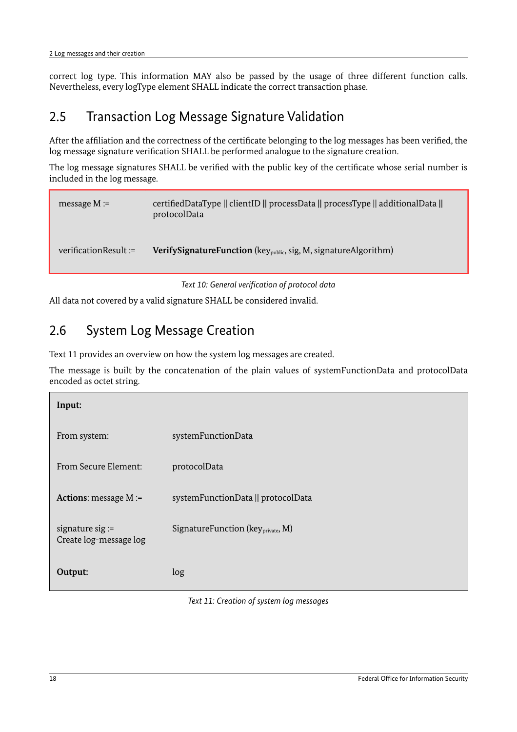correct log type. This information MAY also be passed by the usage of three different function calls. Nevertheless, every logType element SHALL indicate the correct transaction phase.

## 2.5 Transaction Log Message Signature Validation

After the affiliation and the correctness of the certificate belonging to the log messages has been verified, the log message signature verification SHALL be performed analogue to the signature creation.

The log message signatures SHALL be verified with the public key of the certificate whose serial number is included in the log message.

| | |
|---|---|
| message M := | certifiedDataType \|\| clientID \|\| processData \|\| processType \|\| additionalData \|\| protocolData |
| verificationResult := | **VerifySignatureFunction** ($key_{public}$, sig, M, signatureAlgorithm) |

*Text 10: General verification of protocol data*

All data not covered by a valid signature SHALL be considered invalid.

## 2.6 System Log Message Creation

Text 11 provides an overview on how the system log messages are created.

The message is built by the concatenation of the plain values of systemFunctionData and protocolData encoded as octet string.

| | |
|---|---|
| **Input:** | |
| From system: | systemFunctionData |
| From Secure Element: | protocolData |
| **Actions**: message M := | systemFunctionData \|\| protocolData |
| signature sig := <br> Create log-message log | SignatureFunction ($key_{private}$, M) |
| **Output:** | log |

*Text 11: Creation of system log messages*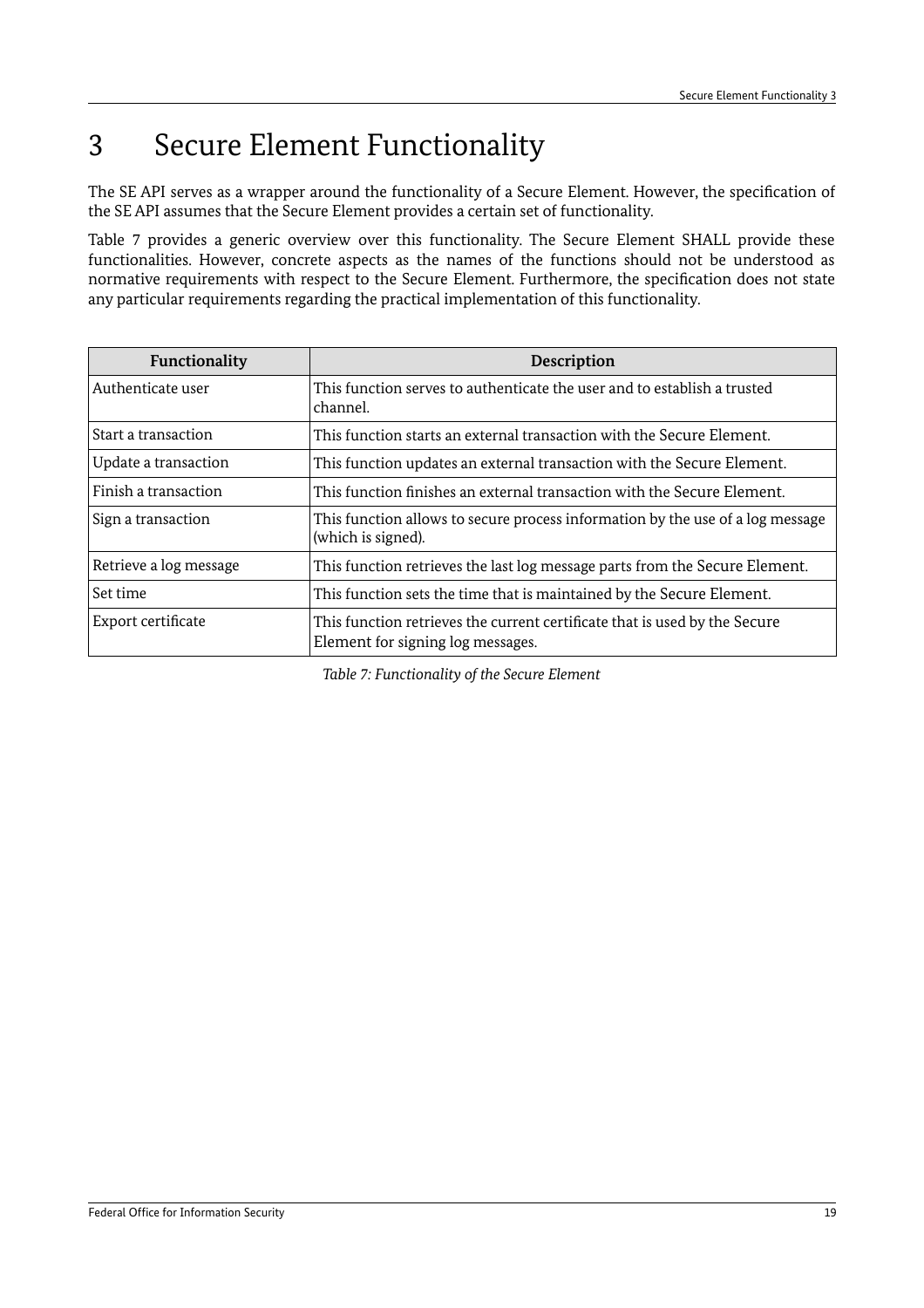# 3 Secure Element Functionality

The SE API serves as a wrapper around the functionality of a Secure Element. However, the specification of the SE API assumes that the Secure Element provides a certain set of functionality.

Table 7 provides a generic overview over this functionality. The Secure Element SHALL provide these functionalities. However, concrete aspects as the names of the functions should not be understood as normative requirements with respect to the Secure Element. Furthermore, the specification does not state any particular requirements regarding the practical implementation of this functionality.

| Functionality | Description |
|---|---|
| Authenticate user | This function serves to authenticate the user and to establish a trusted channel. |
| Start a transaction | This function starts an external transaction with the Secure Element. |
| Update a transaction | This function updates an external transaction with the Secure Element. |
| Finish a transaction | This function finishes an external transaction with the Secure Element. |
| Sign a transaction | This function allows to secure process information by the use of a log message (which is signed). |
| Retrieve a log message | This function retrieves the last log message parts from the Secure Element. |
| Set time | This function sets the time that is maintained by the Secure Element. |
| Export certificate | This function retrieves the current certificate that is used by the Secure Element for signing log messages. |

*Table 7: Functionality of the Secure Element*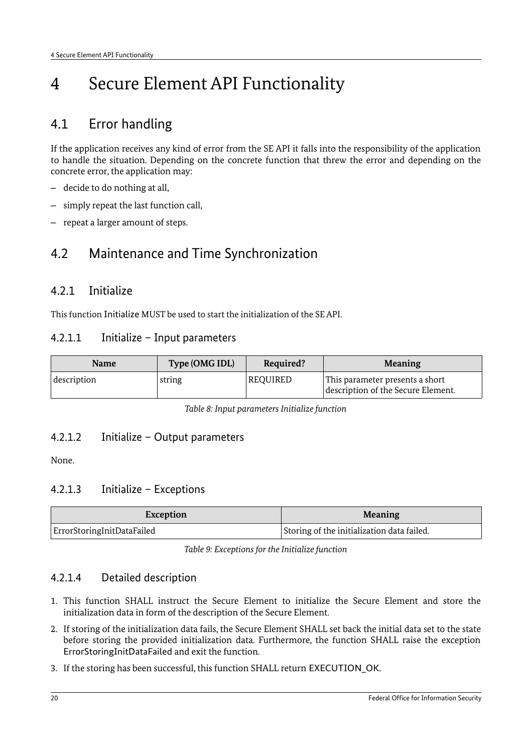# 4 Secure Element API Functionality

## 4.1 Error handling

If the application receives any kind of error from the SE API it falls into the responsibility of the application to handle the situation. Depending on the concrete function that threw the error and depending on the concrete error, the application may:

- decide to do nothing at all,
- simply repeat the last function call,
- repeat a larger amount of steps.

## 4.2 Maintenance and Time Synchronization

### 4.2.1 Initialize

This function Initialize MUST be used to start the initialization of the SE API.

#### 4.2.1.1 Initialize – Input parameters

| Name | Type (OMG IDL) | Required? | Meaning |
|---|---|---|---|
| description | string | REQUIRED | This parameter presents a short description of the Secure Element. |

*Table 8: Input parameters Initialize function*

#### 4.2.1.2 Initialize – Output parameters

None.

#### 4.2.1.3 Initialize – Exceptions

| Exception | Meaning |
|---|---|
| ErrorStoringInitDataFailed | Storing of the initialization data failed. |

*Table 9: Exceptions for the Initialize function*

#### 4.2.1.4 Detailed description

1. This function SHALL instruct the Secure Element to initialize the Secure Element and store the initialization data in form of the description of the Secure Element.
2. If storing of the initialization data fails, the Secure Element SHALL set back the initial data set to the state before storing the provided initialization data. Furthermore, the function SHALL raise the exception ErrorStoringInitDataFailed and exit the function.
3. If the storing has been successful, this function SHALL return EXECUTION_OK.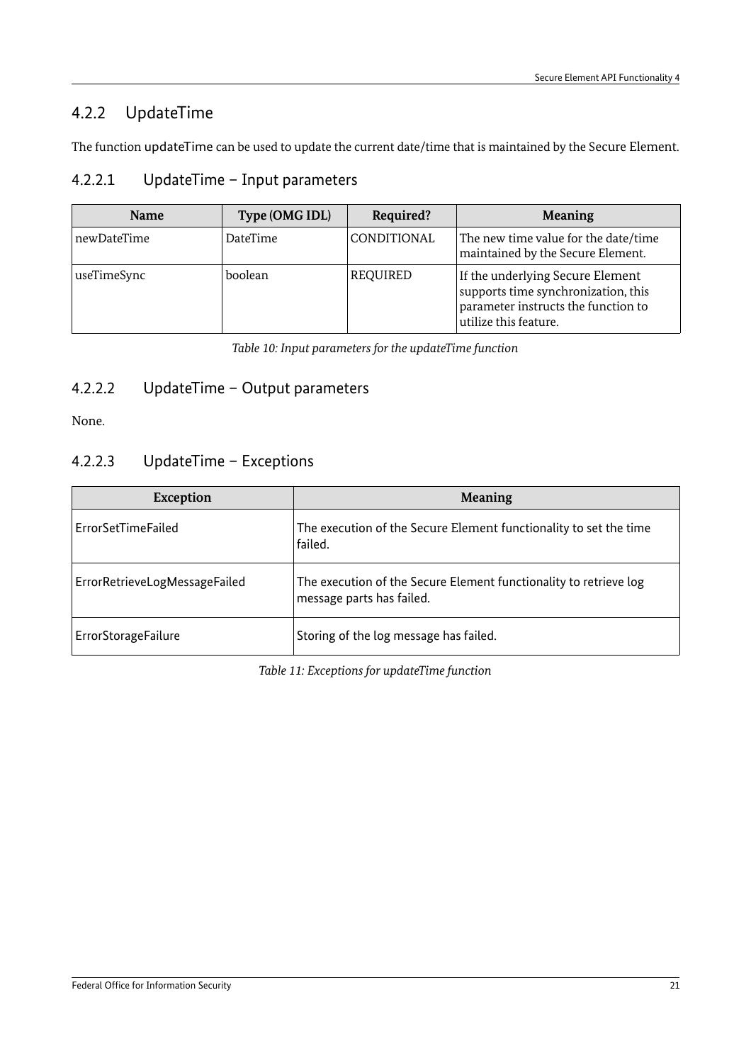### 4.2.2 UpdateTime

The function updateTime can be used to update the current date/time that is maintained by the Secure Element.

#### 4.2.2.1 UpdateTime – Input parameters

| Name | Type (OMG IDL) | Required? | Meaning |
|---|---|---|---|
| newDateTime | DateTime | CONDITIONAL | The new time value for the date/time maintained by the Secure Element. |
| useTimeSync | boolean | REQUIRED | If the underlying Secure Element supports time synchronization, this parameter instructs the function to utilize this feature. |

*Table 10: Input parameters for the updateTime function*

#### 4.2.2.2 UpdateTime – Output parameters

None.

#### 4.2.2.3 UpdateTime – Exceptions

| Exception | Meaning |
|---|---|
| ErrorSetTimeFailed | The execution of the Secure Element functionality to set the time failed. |
| ErrorRetrieveLogMessageFailed | The execution of the Secure Element functionality to retrieve log message parts has failed. |
| ErrorStorageFailure | Storing of the log message has failed. |

*Table 11: Exceptions for updateTime function*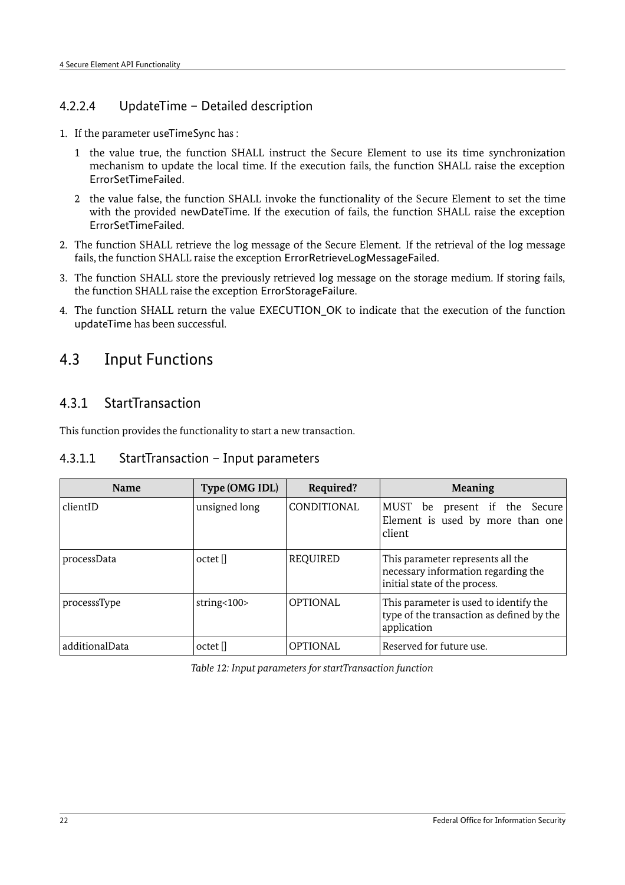#### 4.2.2.4 UpdateTime – Detailed description

1. If the parameter useTimeSync has :
   1 the value true, the function SHALL instruct the Secure Element to use its time synchronization mechanism to update the local time. If the execution fails, the function SHALL raise the exception ErrorSetTimeFailed.
   2 the value false, the function SHALL invoke the functionality of the Secure Element to set the time with the provided newDateTime. If the execution of fails, the function SHALL raise the exception ErrorSetTimeFailed.
2. The function SHALL retrieve the log message of the Secure Element. If the retrieval of the log message fails, the function SHALL raise the exception ErrorRetrieveLogMessageFailed.
3. The function SHALL store the previously retrieved log message on the storage medium. If storing fails, the function SHALL raise the exception ErrorStorageFailure.
4. The function SHALL return the value EXECUTION_OK to indicate that the execution of the function updateTime has been successful.

## 4.3 Input Functions

### 4.3.1 StartTransaction

This function provides the functionality to start a new transaction.

#### 4.3.1.1 StartTransaction – Input parameters

| Name | Type (OMG IDL) | Required? | Meaning |
|---|---|---|---|
| clientID | unsigned long | CONDITIONAL | MUST be present if the Secure Element is used by more than one client |
| processData | octet [] | REQUIRED | This parameter represents all the necessary information regarding the initial state of the process. |
| processsType | string<100> | OPTIONAL | This parameter is used to identify the type of the transaction as defined by the application |
| additionalData | octet [] | OPTIONAL | Reserved for future use. |

*Table 12: Input parameters for startTransaction function*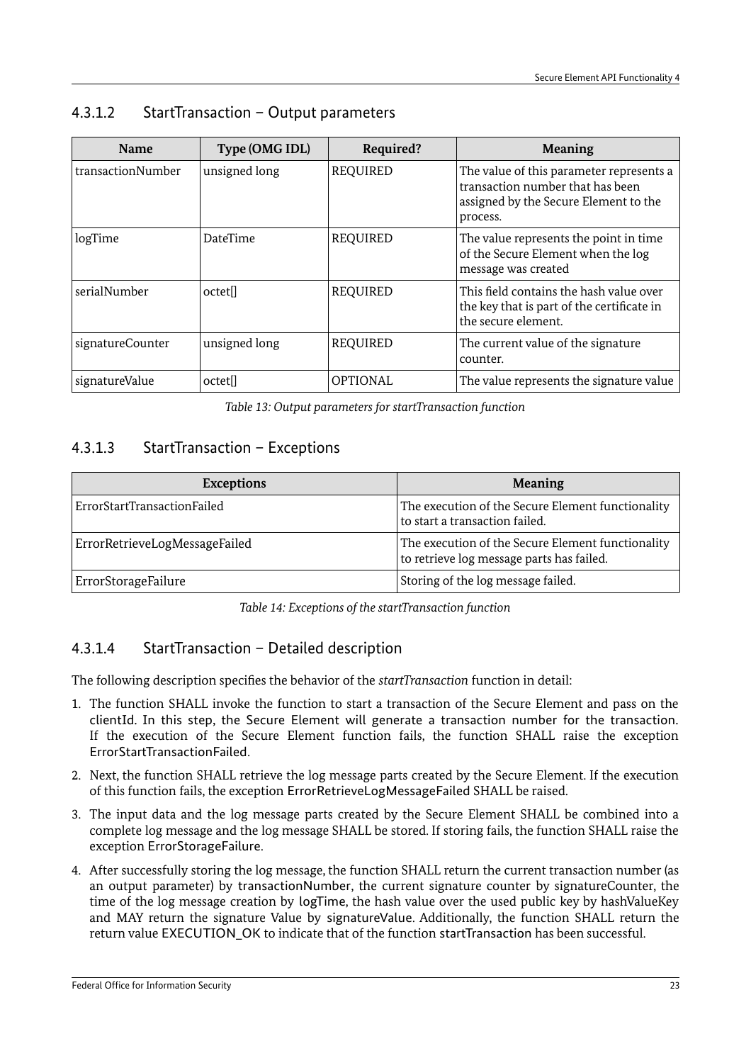#### 4.3.1.2 StartTransaction – Output parameters

| Name | Type (OMG IDL) | Required? | Meaning |
|---|---|---|---|
| transactionNumber | unsigned long | REQUIRED | The value of this parameter represents a transaction number that has been assigned by the Secure Element to the process. |
| logTime | DateTime | REQUIRED | The value represents the point in time of the Secure Element when the log message was created |
| serialNumber | octet[] | REQUIRED | This field contains the hash value over the key that is part of the certificate in the secure element. |
| signatureCounter | unsigned long | REQUIRED | The current value of the signature counter. |
| signatureValue | octet[] | OPTIONAL | The value represents the signature value |

*Table 13: Output parameters for startTransaction function*

#### 4.3.1.3 StartTransaction – Exceptions

| Exceptions | Meaning |
|---|---|
| ErrorStartTransactionFailed | The execution of the Secure Element functionality to start a transaction failed. |
| ErrorRetrieveLogMessageFailed | The execution of the Secure Element functionality to retrieve log message parts has failed. |
| ErrorStorageFailure | Storing of the log message failed. |

*Table 14: Exceptions of the startTransaction function*

#### 4.3.1.4 StartTransaction – Detailed description

The following description specifies the behavior of the *startTransaction* function in detail:

1. The function SHALL invoke the function to start a transaction of the Secure Element and pass on the clientId. In this step, the Secure Element will generate a transaction number for the transaction. If the execution of the Secure Element function fails, the function SHALL raise the exception ErrorStartTransactionFailed.
2. Next, the function SHALL retrieve the log message parts created by the Secure Element. If the execution of this function fails, the exception ErrorRetrieveLogMessageFailed SHALL be raised.
3. The input data and the log message parts created by the Secure Element SHALL be combined into a complete log message and the log message SHALL be stored. If storing fails, the function SHALL raise the exception ErrorStorageFailure.
4. After successfully storing the log message, the function SHALL return the current transaction number (as an output parameter) by transactionNumber, the current signature counter by signatureCounter, the time of the log message creation by logTime, the hash value over the used public key by hashValueKey and MAY return the signature Value by signatureValue. Additionally, the function SHALL return the return value EXECUTION_OK to indicate that of the function startTransaction has been successful.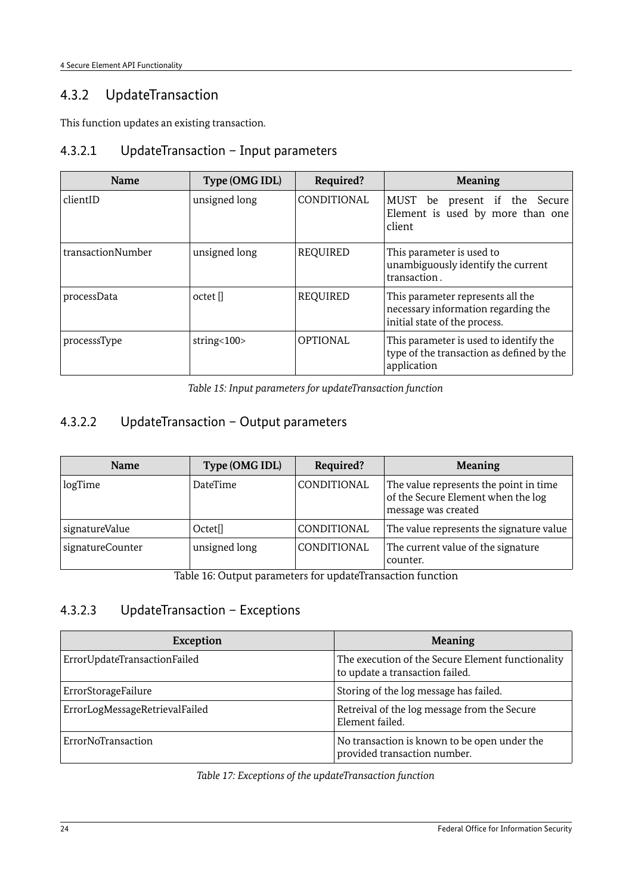### 4.3.2 UpdateTransaction

This function updates an existing transaction.

#### 4.3.2.1 UpdateTransaction – Input parameters

| Name | Type (OMG IDL) | Required? | Meaning |
|---|---|---|---|
| clientID | unsigned long | CONDITIONAL | MUST be present if the Secure Element is used by more than one client |
| transactionNumber | unsigned long | REQUIRED | This parameter is used to unambiguously identify the current transaction . |
| processData | octet [] | REQUIRED | This parameter represents all the necessary information regarding the initial state of the process. |
| processsType | string<100> | OPTIONAL | This parameter is used to identify the type of the transaction as defined by the application |

*Table 15: Input parameters for updateTransaction function*

#### 4.3.2.2 UpdateTransaction – Output parameters

| Name | Type (OMG IDL) | Required? | Meaning |
|---|---|---|---|
| logTime | DateTime | CONDITIONAL | The value represents the point in time of the Secure Element when the log message was created |
| signatureValue | Octet[] | CONDITIONAL | The value represents the signature value |
| signatureCounter | unsigned long | CONDITIONAL | The current value of the signature counter. |

Table 16: Output parameters for updateTransaction function

#### 4.3.2.3 UpdateTransaction – Exceptions

| Exception | Meaning |
|---|---|
| ErrorUpdateTransactionFailed | The execution of the Secure Element functionality to update a transaction failed. |
| ErrorStorageFailure | Storing of the log message has failed. |
| ErrorLogMessageRetrievalFailed | Retreival of the log message from the Secure Element failed. |
| ErrorNoTransaction | No transaction is known to be open under the provided transaction number. |

*Table 17: Exceptions of the updateTransaction function*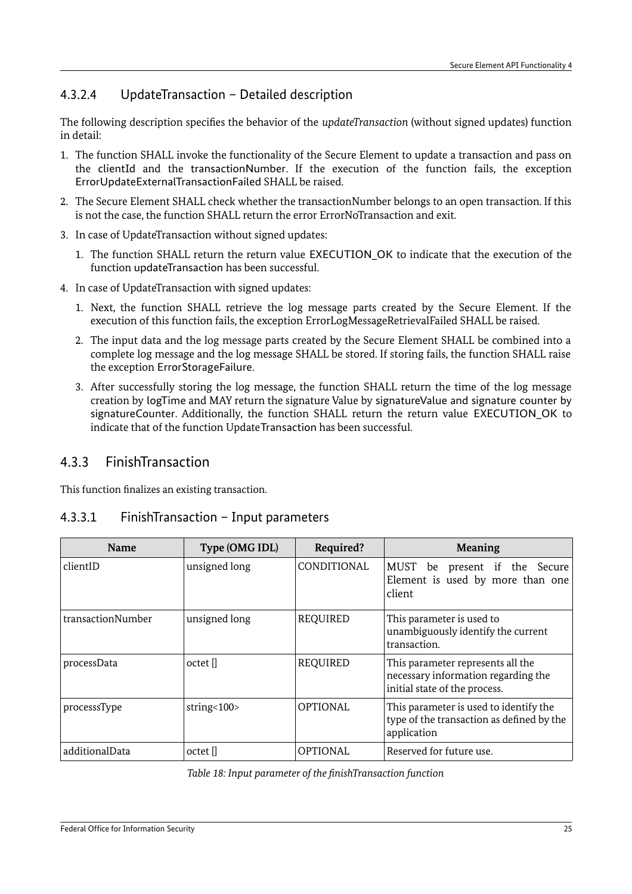#### 4.3.2.4 UpdateTransaction – Detailed description

The following description specifies the behavior of the *updateTransaction* (without signed updates) function in detail:

1. The function SHALL invoke the functionality of the Secure Element to update a transaction and pass on the clientId and the transactionNumber. If the execution of the function fails, the exception ErrorUpdateExternalTransactionFailed SHALL be raised.
2. The Secure Element SHALL check whether the transactionNumber belongs to an open transaction. If this is not the case, the function SHALL return the error ErrorNoTransaction and exit.
3. In case of UpdateTransaction without signed updates:
   1. The function SHALL return the return value EXECUTION_OK to indicate that the execution of the function updateTransaction has been successful.
4. In case of UpdateTransaction with signed updates:
   1. Next, the function SHALL retrieve the log message parts created by the Secure Element. If the execution of this function fails, the exception ErrorLogMessageRetrievalFailed SHALL be raised.
   2. The input data and the log message parts created by the Secure Element SHALL be combined into a complete log message and the log message SHALL be stored. If storing fails, the function SHALL raise the exception ErrorStorageFailure.
   3. After successfully storing the log message, the function SHALL return the time of the log message creation by logTime and MAY return the signature Value by signatureValue and signature counter by signatureCounter. Additionally, the function SHALL return the return value EXECUTION_OK to indicate that of the function UpdateTransaction has been successful.

### 4.3.3 FinishTransaction

This function finalizes an existing transaction.

#### 4.3.3.1 FinishTransaction – Input parameters

| Name | Type (OMG IDL) | Required? | Meaning |
|---|---|---|---|
| clientID | unsigned long | CONDITIONAL | MUST be present if the Secure Element is used by more than one client |
| transactionNumber | unsigned long | REQUIRED | This parameter is used to unambiguously identify the current transaction. |
| processData | octet [] | REQUIRED | This parameter represents all the necessary information regarding the initial state of the process. |
| processsType | string<100> | OPTIONAL | This parameter is used to identify the type of the transaction as defined by the application |
| additionalData | octet [] | OPTIONAL | Reserved for future use. |

*Table 18: Input parameter of the finishTransaction function*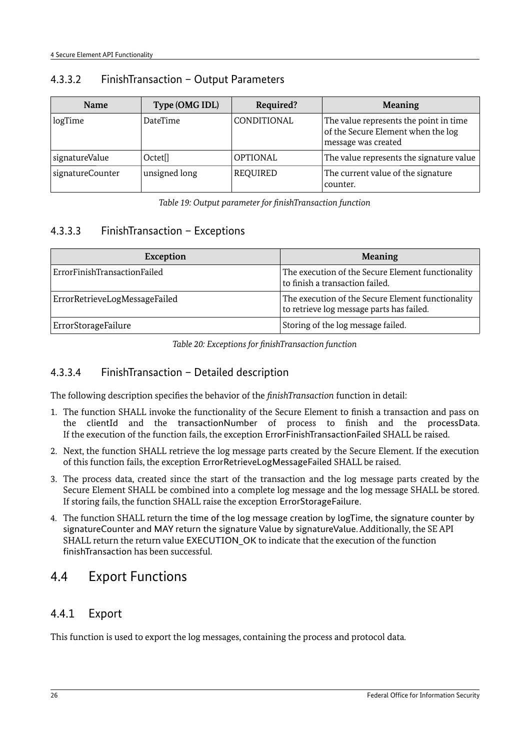### 4.3.3.2 FinishTransaction – Output Parameters

| Name | Type (OMG IDL) | Required? | Meaning |
|---|---|---|---|
| logTime | DateTime | CONDITIONAL | The value represents the point in time of the Secure Element when the log message was created |
| signatureValue | Octet[] | OPTIONAL | The value represents the signature value |
| signatureCounter | unsigned long | REQUIRED | The current value of the signature counter. |

*Table 19: Output parameter for finishTransaction function*

### 4.3.3.3 FinishTransaction – Exceptions

| Exception | Meaning |
|---|---|
| ErrorFinishTransactionFailed | The execution of the Secure Element functionality to finish a transaction failed. |
| ErrorRetrieveLogMessageFailed | The execution of the Secure Element functionality to retrieve log message parts has failed. |
| ErrorStorageFailure | Storing of the log message failed. |

*Table 20: Exceptions for finishTransaction function*

### 4.3.3.4 FinishTransaction – Detailed description

The following description specifies the behavior of the *finishTransaction* function in detail:

1. The function SHALL invoke the functionality of the Secure Element to finish a transaction and pass on the clientId and the transactionNumber of process to finish and the processData. If the execution of the function fails, the exception ErrorFinishTransactionFailed SHALL be raised.
2. Next, the function SHALL retrieve the log message parts created by the Secure Element. If the execution of this function fails, the exception ErrorRetrieveLogMessageFailed SHALL be raised.
3. The process data, created since the start of the transaction and the log message parts created by the Secure Element SHALL be combined into a complete log message and the log message SHALL be stored. If storing fails, the function SHALL raise the exception ErrorStorageFailure.
4. The function SHALL return the time of the log message creation by logTime, the signature counter by signatureCounter and MAY return the signature Value by signatureValue. Additionally, the SE API SHALL return the return value EXECUTION_OK to indicate that the execution of the function finishTransaction has been successful.

## 4.4 Export Functions

### 4.4.1 Export

This function is used to export the log messages, containing the process and protocol data.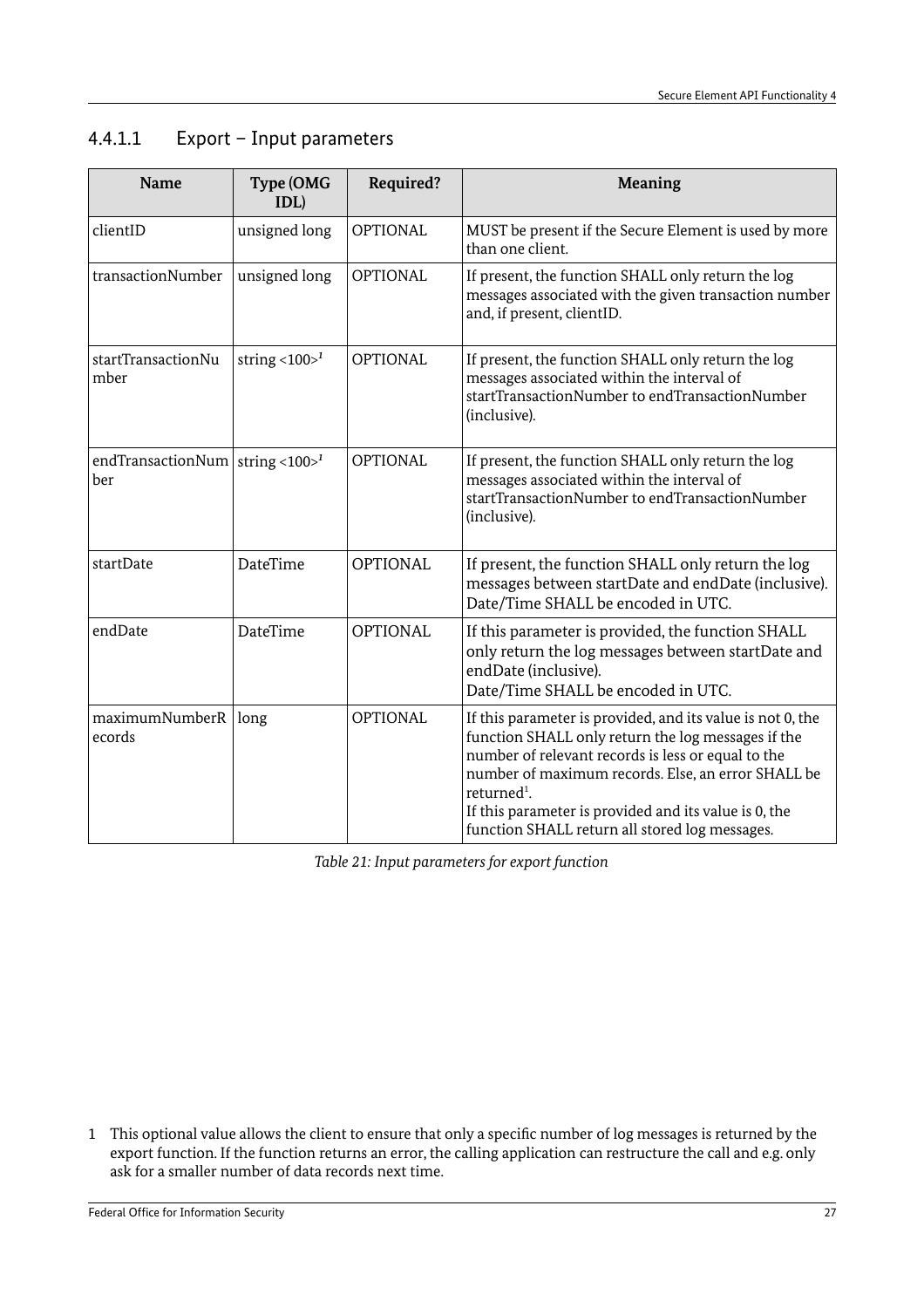#### 4.4.1.1 Export – Input parameters

| Name | Type (OMG IDL) | Required? | Meaning |
|---|---|---|---|
| clientID | unsigned long | OPTIONAL | MUST be present if the Secure Element is used by more than one client. |
| transactionNumber | unsigned long | OPTIONAL | If present, the function SHALL only return the log messages associated with the given transaction number and, if present, clientID. |
| startTransactionNumber | string <100>[1] | OPTIONAL | If present, the function SHALL only return the log messages associated within the interval of startTransactionNumber to endTransactionNumber (inclusive). |
| endTransactionNumber | string <100>[1] | OPTIONAL | If present, the function SHALL only return the log messages associated within the interval of startTransactionNumber to endTransactionNumber (inclusive). |
| startDate | DateTime | OPTIONAL | If present, the function SHALL only return the log messages between startDate and endDate (inclusive). Date/Time SHALL be encoded in UTC. |
| endDate | DateTime | OPTIONAL | If this parameter is provided, the function SHALL only return the log messages between startDate and endDate (inclusive). Date/Time SHALL be encoded in UTC. |
| maximumNumberRecords | long | OPTIONAL | If this parameter is provided, and its value is not 0, the function SHALL only return the log messages if the number of relevant records is less or equal to the number of maximum records. Else, an error SHALL be returned[1]. If this parameter is provided and its value is 0, the function SHALL return all stored log messages. |

*Table 21: Input parameters for export function*

1 This optional value allows the client to ensure that only a specific number of log messages is returned by the export function. If the function returns an error, the calling application can restructure the call and e.g. only ask for a smaller number of data records next time.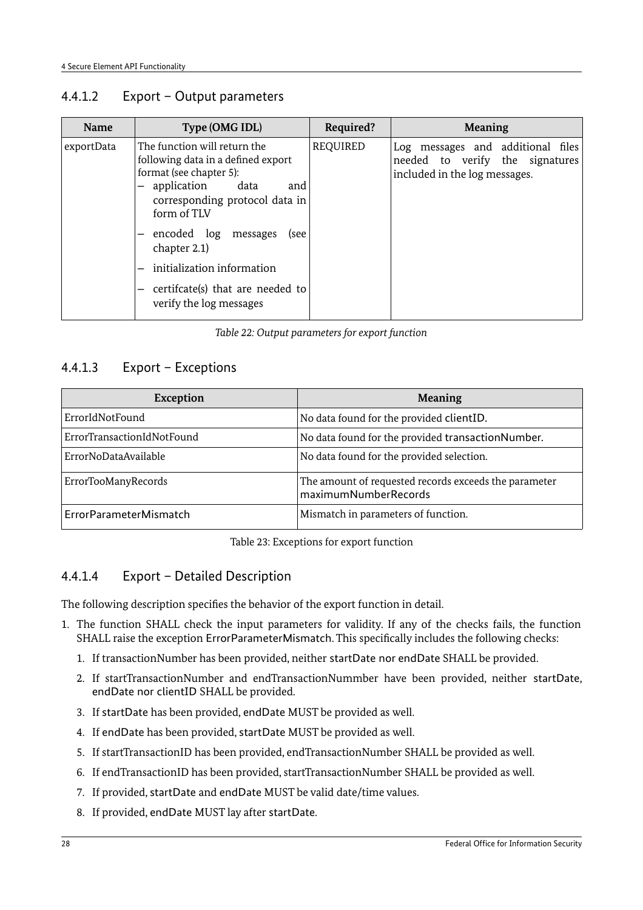#### 4.4.1.2 Export – Output parameters

| Name | Type (OMG IDL) | Required? | Meaning |
|---|---|---|---|
| exportData | The function will return the following data in a defined export format (see chapter 5):<br>– application data and corresponding protocol data in form of TLV<br>– encoded log messages (see chapter 2.1)<br>– initialization information<br>– certifcate(s) that are needed to verify the log messages | REQUIRED | Log messages and additional files needed to verify the signatures included in the log messages. |

*Table 22: Output parameters for export function*

#### 4.4.1.3 Export – Exceptions

| Exception | Meaning |
|---|---|
| ErrorIdNotFound | No data found for the provided clientID. |
| ErrorTransactionIdNotFound | No data found for the provided transactionNumber. |
| ErrorNoDataAvailable | No data found for the provided selection. |
| ErrorTooManyRecords | The amount of requested records exceeds the parameter maximumNumberRecords |
| ErrorParameterMismatch | Mismatch in parameters of function. |

Table 23: Exceptions for export function

#### 4.4.1.4 Export – Detailed Description

The following description specifies the behavior of the export function in detail.

1. The function SHALL check the input parameters for validity. If any of the checks fails, the function SHALL raise the exception ErrorParameterMismatch. This specifically includes the following checks:
   1. If transactionNumber has been provided, neither startDate nor endDate SHALL be provided.
   2. If startTransactionNumber and endTransactionNummber have been provided, neither startDate, endDate nor clientID SHALL be provided.
   3. If startDate has been provided, endDate MUST be provided as well.
   4. If endDate has been provided, startDate MUST be provided as well.
   5. If startTransactionID has been provided, endTransactionNumber SHALL be provided as well.
   6. If endTransactionID has been provided, startTransactionNumber SHALL be provided as well.
   7. If provided, startDate and endDate MUST be valid date/time values.
   8. If provided, endDate MUST lay after startDate.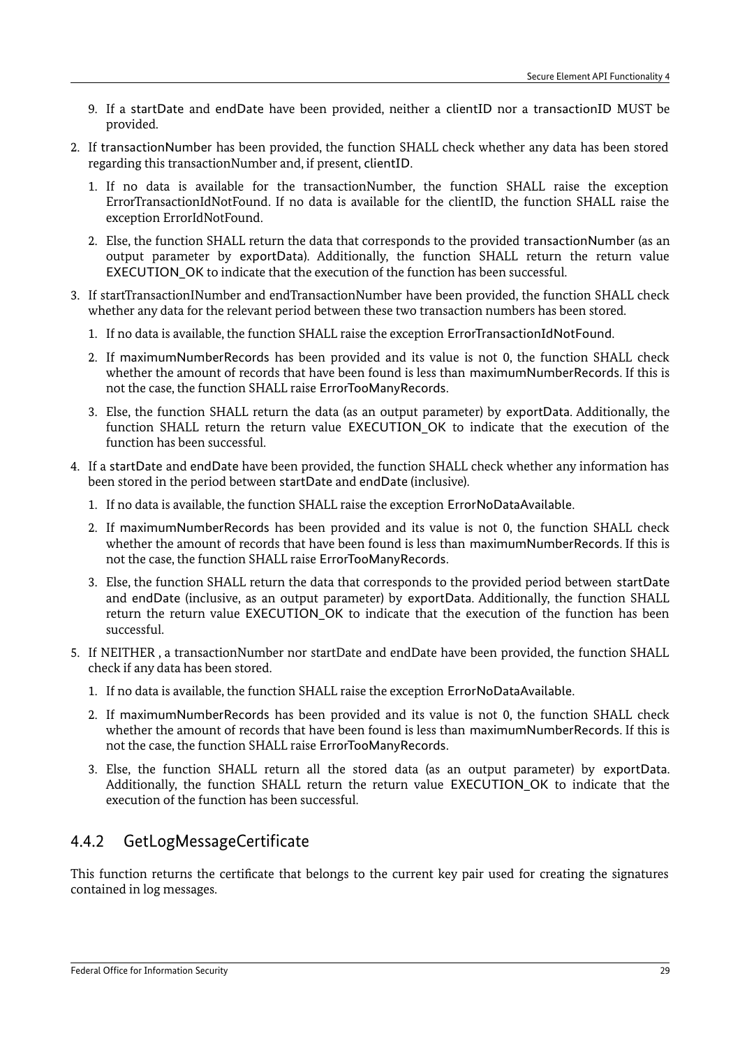9. If a startDate and endDate have been provided, neither a clientID nor a transactionID MUST be provided.

2. If transactionNumber has been provided, the function SHALL check whether any data has been stored regarding this transactionNumber and, if present, clientID.

   1. If no data is available for the transactionNumber, the function SHALL raise the exception ErrorTransactionIdNotFound. If no data is available for the clientID, the function SHALL raise the exception ErrorIdNotFound.

   2. Else, the function SHALL return the data that corresponds to the provided transactionNumber (as an output parameter by exportData). Additionally, the function SHALL return the return value EXECUTION_OK to indicate that the execution of the function has been successful.

3. If startTransactionINumber and endTransactionNumber have been provided, the function SHALL check whether any data for the relevant period between these two transaction numbers has been stored.

   1. If no data is available, the function SHALL raise the exception ErrorTransactionIdNotFound.

   2. If maximumNumberRecords has been provided and its value is not 0, the function SHALL check whether the amount of records that have been found is less than maximumNumberRecords. If this is not the case, the function SHALL raise ErrorTooManyRecords.

   3. Else, the function SHALL return the data (as an output parameter) by exportData. Additionally, the function SHALL return the return value EXECUTION_OK to indicate that the execution of the function has been successful.

4. If a startDate and endDate have been provided, the function SHALL check whether any information has been stored in the period between startDate and endDate (inclusive).

   1. If no data is available, the function SHALL raise the exception ErrorNoDataAvailable.

   2. If maximumNumberRecords has been provided and its value is not 0, the function SHALL check whether the amount of records that have been found is less than maximumNumberRecords. If this is not the case, the function SHALL raise ErrorTooManyRecords.

   3. Else, the function SHALL return the data that corresponds to the provided period between startDate and endDate (inclusive, as an output parameter) by exportData. Additionally, the function SHALL return the return value EXECUTION_OK to indicate that the execution of the function has been successful.

5. If NEITHER , a transactionNumber nor startDate and endDate have been provided, the function SHALL check if any data has been stored.

   1. If no data is available, the function SHALL raise the exception ErrorNoDataAvailable.

   2. If maximumNumberRecords has been provided and its value is not 0, the function SHALL check whether the amount of records that have been found is less than maximumNumberRecords. If this is not the case, the function SHALL raise ErrorTooManyRecords.

   3. Else, the function SHALL return all the stored data (as an output parameter) by exportData. Additionally, the function SHALL return the return value EXECUTION_OK to indicate that the execution of the function has been successful.

### 4.4.2 GetLogMessageCertificate

This function returns the certificate that belongs to the current key pair used for creating the signatures contained in log messages.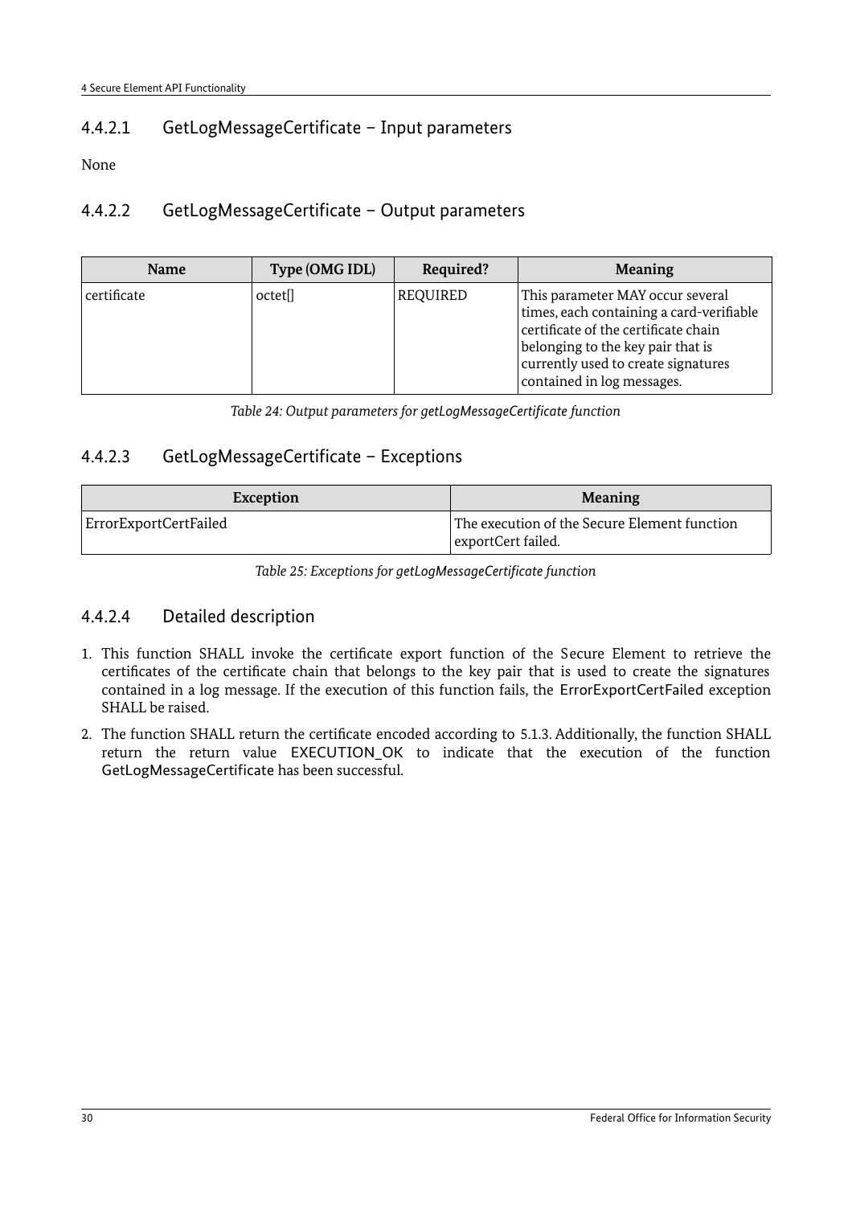#### 4.4.2.1 GetLogMessageCertificate – Input parameters

None

#### 4.4.2.2 GetLogMessageCertificate – Output parameters

| Name | Type (OMG IDL) | Required? | Meaning |
|---|---|---|---|
| certificate | octet[] | REQUIRED | This parameter MAY occur several times, each containing a card-verifiable certificate of the certificate chain belonging to the key pair that is currently used to create signatures contained in log messages. |

*Table 24: Output parameters for getLogMessageCertificate function*

#### 4.4.2.3 GetLogMessageCertificate – Exceptions

| Exception | Meaning |
|---|---|
| ErrorExportCertFailed | The execution of the Secure Element function exportCert failed. |

*Table 25: Exceptions for getLogMessageCertificate function*

#### 4.4.2.4 Detailed description

1. This function SHALL invoke the certificate export function of the Secure Element to retrieve the certificates of the certificate chain that belongs to the key pair that is used to create the signatures contained in a log message. If the execution of this function fails, the ErrorExportCertFailed exception SHALL be raised.
2. The function SHALL return the certificate encoded according to 5.1.3. Additionally, the function SHALL return the return value EXECUTION_OK to indicate that the execution of the function GetLogMessageCertificate has been successful.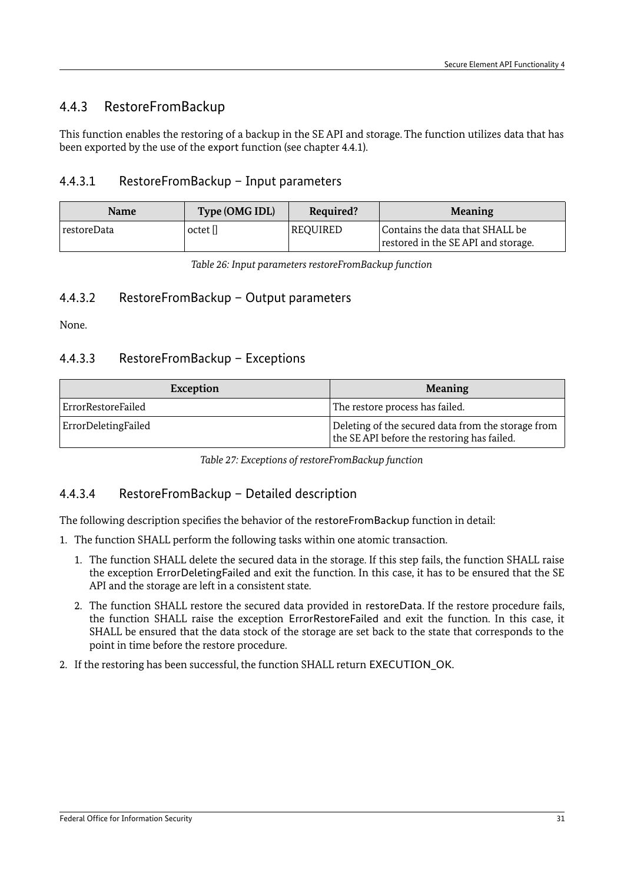## 4.4.3 RestoreFromBackup

This function enables the restoring of a backup in the SE API and storage. The function utilizes data that has been exported by the use of the export function (see chapter 4.4.1).

### 4.4.3.1 RestoreFromBackup – Input parameters

| Name | Type (OMG IDL) | Required? | Meaning |
| --- | --- | --- | --- |
| restoreData | octet [] | REQUIRED | Contains the data that SHALL be restored in the SE API and storage. |

*Table 26: Input parameters restoreFromBackup function*

### 4.4.3.2 RestoreFromBackup – Output parameters

None.

### 4.4.3.3 RestoreFromBackup – Exceptions

| Exception | Meaning |
| --- | --- |
| ErrorRestoreFailed | The restore process has failed. |
| ErrorDeletingFailed | Deleting of the secured data from the storage from the SE API before the restoring has failed. |

*Table 27: Exceptions of restoreFromBackup function*

### 4.4.3.4 RestoreFromBackup – Detailed description

The following description specifies the behavior of the restoreFromBackup function in detail:

1. The function SHALL perform the following tasks within one atomic transaction.
   1. The function SHALL delete the secured data in the storage. If this step fails, the function SHALL raise the exception ErrorDeletingFailed and exit the function. In this case, it has to be ensured that the SE API and the storage are left in a consistent state.
   2. The function SHALL restore the secured data provided in restoreData. If the restore procedure fails, the function SHALL raise the exception ErrorRestoreFailed and exit the function. In this case, it SHALL be ensured that the data stock of the storage are set back to the state that corresponds to the point in time before the restore procedure.
2. If the restoring has been successful, the function SHALL return EXECUTION_OK.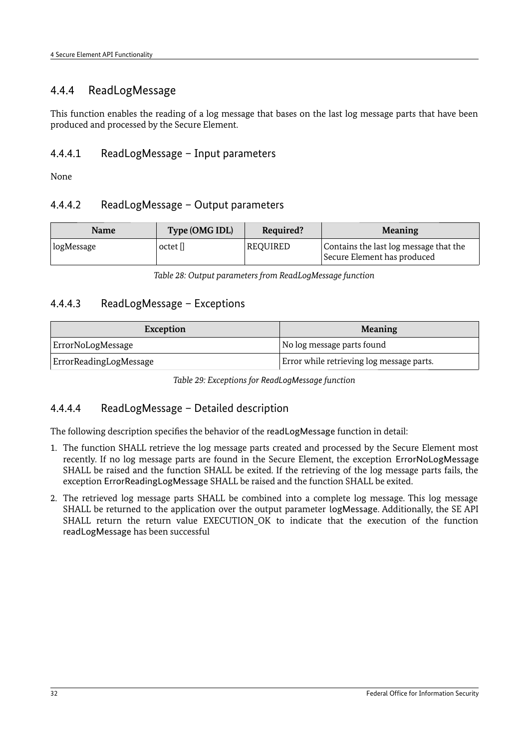### 4.4.4 ReadLogMessage

This function enables the reading of a log message that bases on the last log message parts that have been produced and processed by the Secure Element.

#### 4.4.4.1 ReadLogMessage – Input parameters

None

#### 4.4.4.2 ReadLogMessage – Output parameters

| Name | Type (OMG IDL) | Required? | Meaning |
| --- | --- | --- | --- |
| logMessage | octet [] | REQUIRED | Contains the last log message that the Secure Element has produced |

*Table 28: Output parameters from ReadLogMessage function*

#### 4.4.4.3 ReadLogMessage – Exceptions

| Exception | Meaning |
| --- | --- |
| ErrorNoLogMessage | No log message parts found |
| ErrorReadingLogMessage | Error while retrieving log message parts. |

*Table 29: Exceptions for ReadLogMessage function*

#### 4.4.4.4 ReadLogMessage – Detailed description

The following description specifies the behavior of the readLogMessage function in detail:

1. The function SHALL retrieve the log message parts created and processed by the Secure Element most recently. If no log message parts are found in the Secure Element, the exception ErrorNoLogMessage SHALL be raised and the function SHALL be exited. If the retrieving of the log message parts fails, the exception ErrorReadingLogMessage SHALL be raised and the function SHALL be exited.
2. The retrieved log message parts SHALL be combined into a complete log message. This log message SHALL be returned to the application over the output parameter logMessage. Additionally, the SE API SHALL return the return value EXECUTION_OK to indicate that the execution of the function readLogMessage has been successful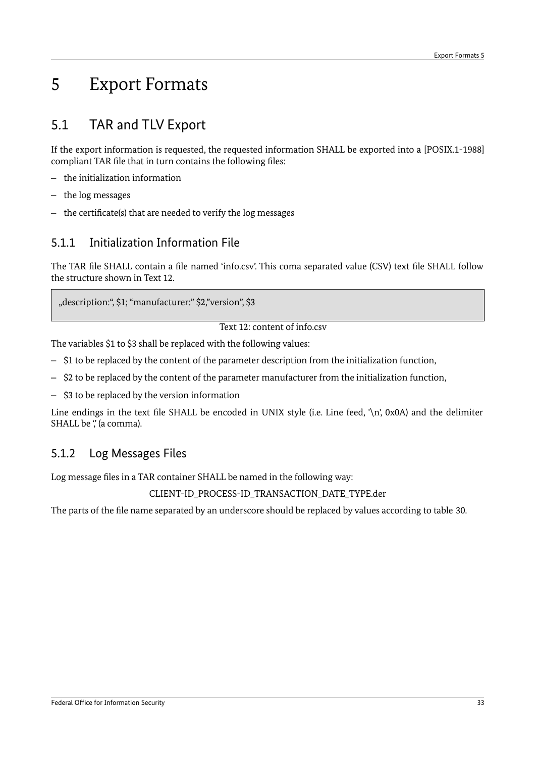# 5 Export Formats

## 5.1 TAR and TLV Export

If the export information is requested, the requested information SHALL be exported into a [POSIX.1-1988] compliant TAR file that in turn contains the following files:

- the initialization information
- the log messages
- the certificate(s) that are needed to verify the log messages

### 5.1.1 Initialization Information File

The TAR file SHALL contain a file named 'info.csv'. This coma separated value (CSV) text file SHALL follow the structure shown in Text 12.

```
„description:", $1; "manufacturer:" $2,"version", $3
```

Text 12: content of info.csv

The variables $1 to $3 shall be replaced with the following values:

- $1 to be replaced by the content of the parameter description from the initialization function,
- $2 to be replaced by the content of the parameter manufacturer from the initialization function,
- $3 to be replaced by the version information

Line endings in the text file SHALL be encoded in UNIX style (i.e. Line feed, '\n', 0x0A) and the delimiter SHALL be ',' (a comma).

### 5.1.2 Log Messages Files

Log message files in a TAR container SHALL be named in the following way:

CLIENT-ID_PROCESS-ID_TRANSACTION_DATE_TYPE.der

The parts of the file name separated by an underscore should be replaced by values according to table 30.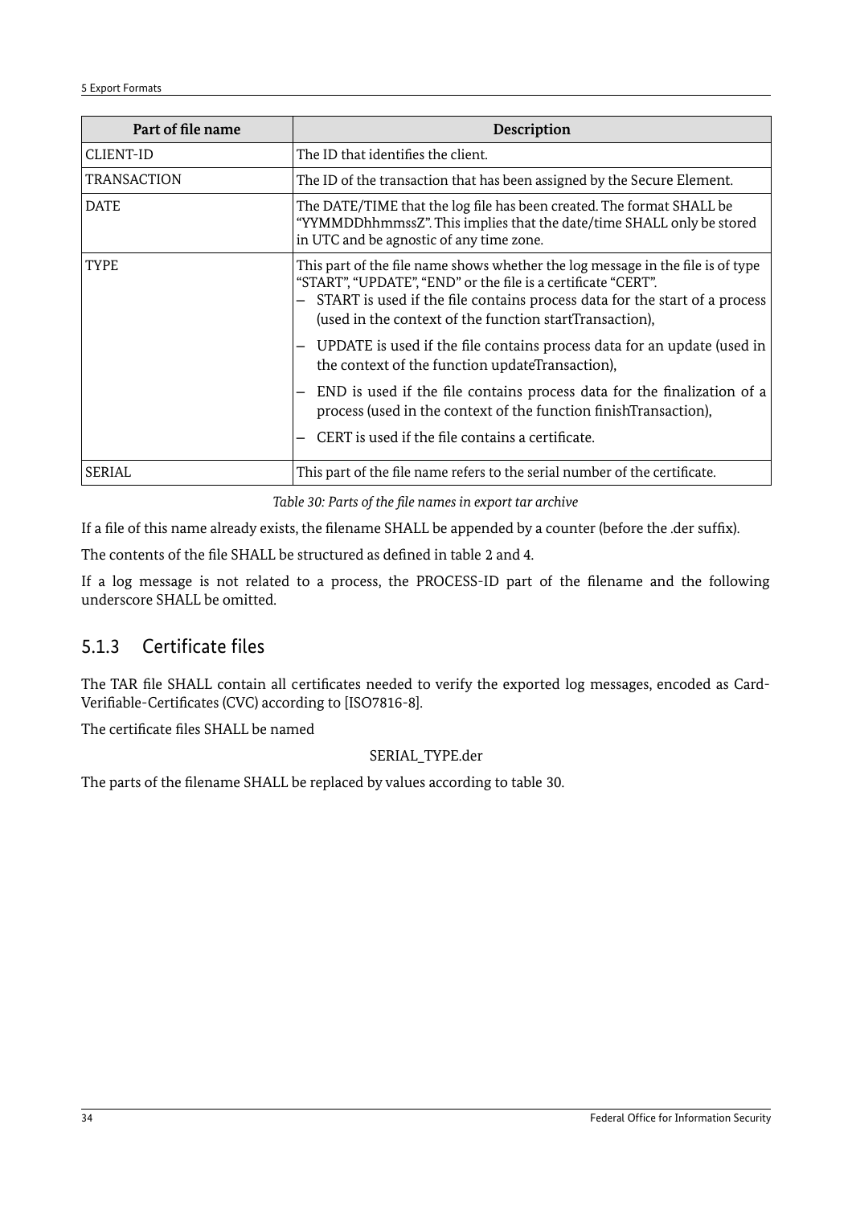| Part of file name | Description |
| --- | --- |
| CLIENT-ID | The ID that identifies the client. |
| TRANSACTION | The ID of the transaction that has been assigned by the Secure Element. |
| DATE | The DATE/TIME that the log file has been created. The format SHALL be "YYMMDDhhmmssZ". This implies that the date/time SHALL only be stored in UTC and be agnostic of any time zone. |
| TYPE | This part of the file name shows whether the log message in the file is of type "START", "UPDATE", "END" or the file is a certificate "CERT".<br>– START is used if the file contains process data for the start of a process (used in the context of the function startTransaction),<br>– UPDATE is used if the file contains process data for an update (used in the context of the function updateTransaction),<br>– END is used if the file contains process data for the finalization of a process (used in the context of the function finishTransaction),<br>– CERT is used if the file contains a certificate. |
| SERIAL | This part of the file name refers to the serial number of the certificate. |

*Table 30: Parts of the file names in export tar archive*

If a file of this name already exists, the filename SHALL be appended by a counter (before the .der suffix).

The contents of the file SHALL be structured as defined in table 2 and 4.

If a log message is not related to a process, the PROCESS-ID part of the filename and the following underscore SHALL be omitted.

### 5.1.3 Certificate files

The TAR file SHALL contain all certificates needed to verify the exported log messages, encoded as Card-Verifiable-Certificates (CVC) according to [ISO7816-8].

The certificate files SHALL be named

SERIAL_TYPE.der

The parts of the filename SHALL be replaced by values according to table 30.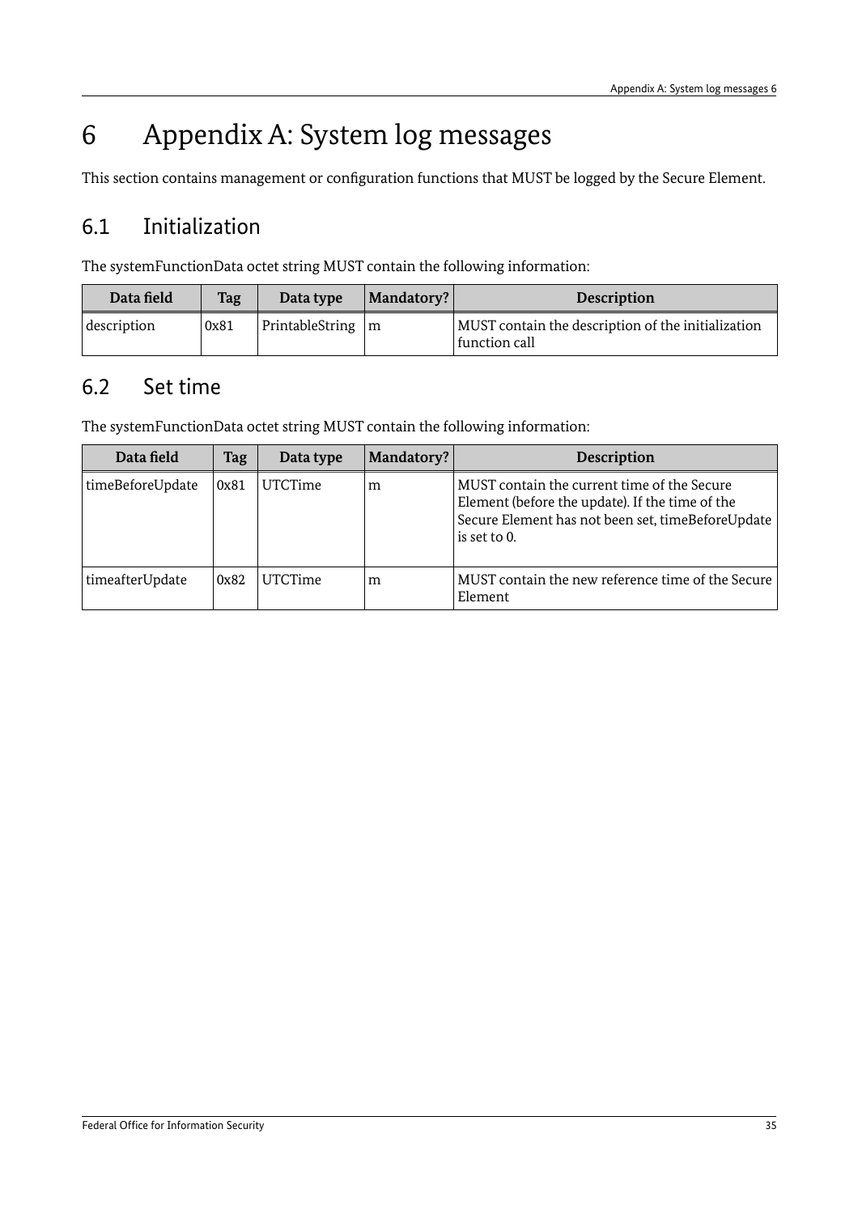# 6 Appendix A: System log messages

This section contains management or configuration functions that MUST be logged by the Secure Element.

## 6.1 Initialization

The systemFunctionData octet string MUST contain the following information:

| Data field | Tag | Data type | Mandatory? | Description |
|---|---|---|---|---|
| description | 0x81 | PrintableString | m | MUST contain the description of the initialization function call |

## 6.2 Set time

The systemFunctionData octet string MUST contain the following information:

| Data field | Tag | Data type | Mandatory? | Description |
|---|---|---|---|---|
| timeBeforeUpdate | 0x81 | UTCTime | m | MUST contain the current time of the Secure Element (before the update). If the time of the Secure Element has not been set, timeBeforeUpdate is set to 0. |
| timeafterUpdate | 0x82 | UTCTime | m | MUST contain the new reference time of the Secure Element |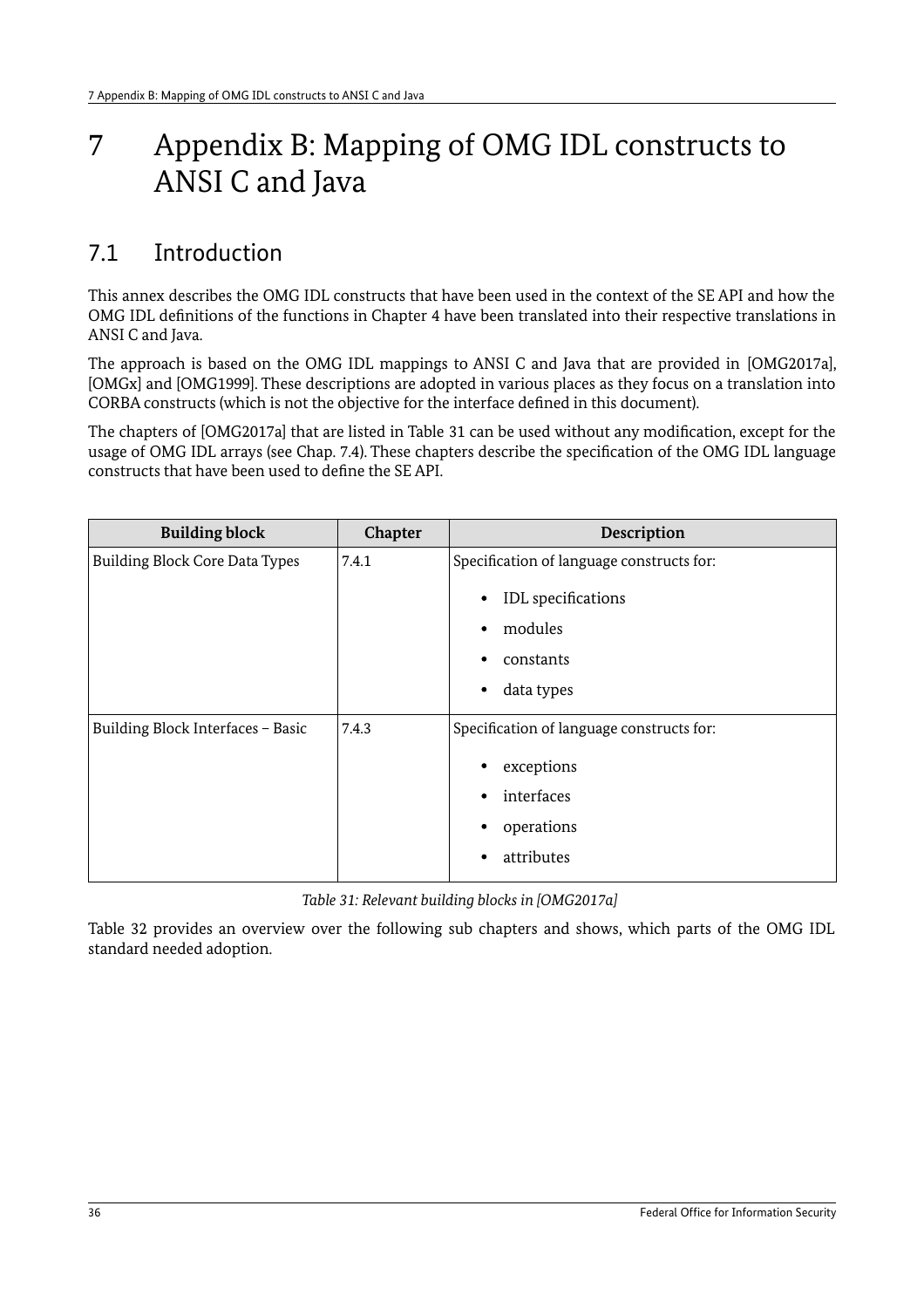# 7 Appendix B: Mapping of OMG IDL constructs to ANSI C and Java

## 7.1 Introduction

This annex describes the OMG IDL constructs that have been used in the context of the SE API and how the OMG IDL definitions of the functions in Chapter 4 have been translated into their respective translations in ANSI C and Java.

The approach is based on the OMG IDL mappings to ANSI C and Java that are provided in [OMG2017a], [OMGx] and [OMG1999]. These descriptions are adopted in various places as they focus on a translation into CORBA constructs (which is not the objective for the interface defined in this document).

The chapters of [OMG2017a] that are listed in Table 31 can be used without any modification, except for the usage of OMG IDL arrays (see Chap. 7.4). These chapters describe the specification of the OMG IDL language constructs that have been used to define the SE API.

| Building block | Chapter | Description |
|---|---|---|
| Building Block Core Data Types | 7.4.1 | Specification of language constructs for:<br>• IDL specifications<br>• modules<br>• constants<br>• data types |
| Building Block Interfaces – Basic | 7.4.3 | Specification of language constructs for:<br>• exceptions<br>• interfaces<br>• operations<br>• attributes |

*Table 31: Relevant building blocks in [OMG2017a]*

Table 32 provides an overview over the following sub chapters and shows, which parts of the OMG IDL standard needed adoption.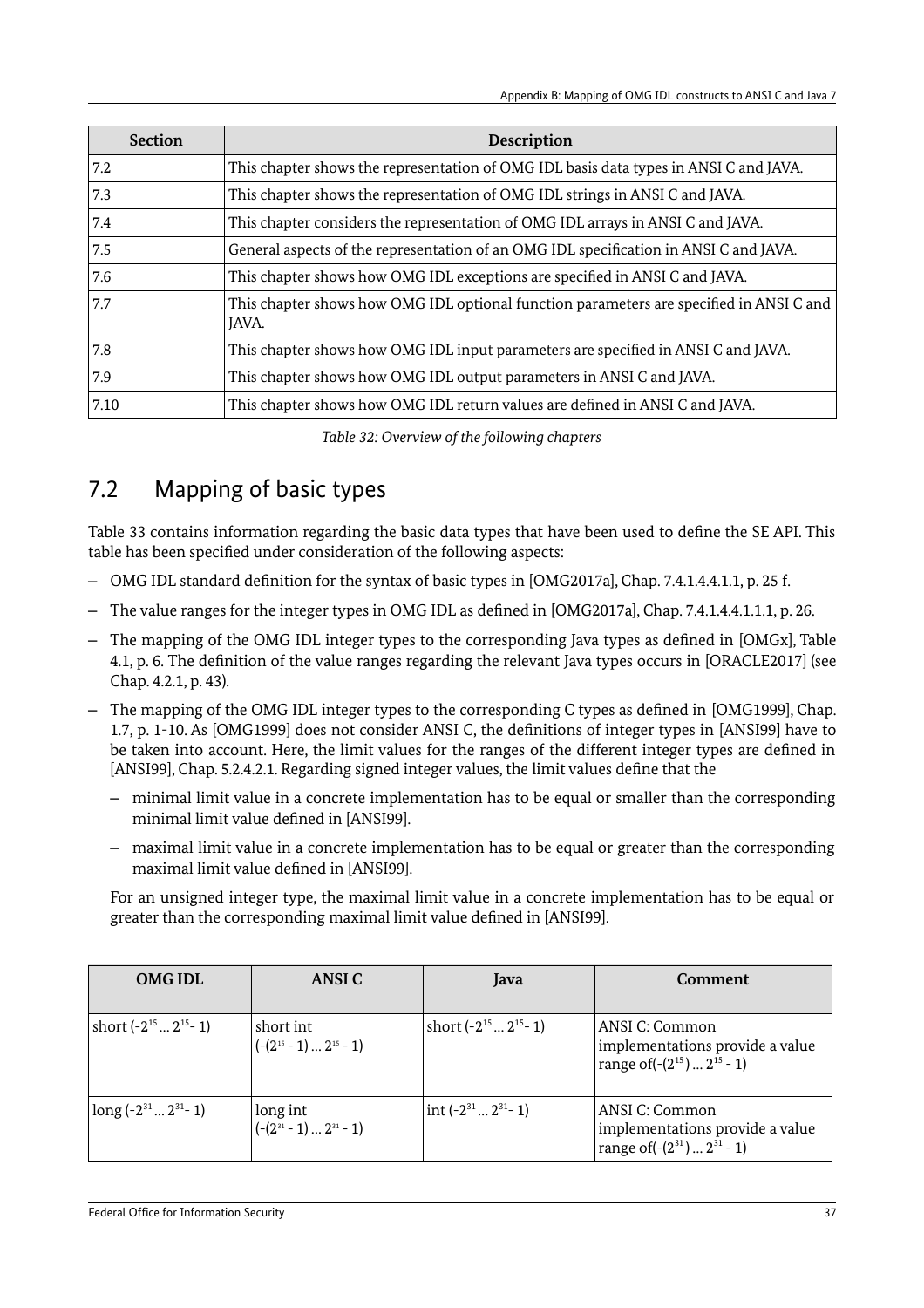| Section | Description |
| --- | --- |
| 7.2 | This chapter shows the representation of OMG IDL basis data types in ANSI C and JAVA. |
| 7.3 | This chapter shows the representation of OMG IDL strings in ANSI C and JAVA. |
| 7.4 | This chapter considers the representation of OMG IDL arrays in ANSI C and JAVA. |
| 7.5 | General aspects of the representation of an OMG IDL specification in ANSI C and JAVA. |
| 7.6 | This chapter shows how OMG IDL exceptions are specified in ANSI C and JAVA. |
| 7.7 | This chapter shows how OMG IDL optional function parameters are specified in ANSI C and JAVA. |
| 7.8 | This chapter shows how OMG IDL input parameters are specified in ANSI C and JAVA. |
| 7.9 | This chapter shows how OMG IDL output parameters in ANSI C and JAVA. |
| 7.10 | This chapter shows how OMG IDL return values are defined in ANSI C and JAVA. |

*Table 32: Overview of the following chapters*

## 7.2 Mapping of basic types

Table 33 contains information regarding the basic data types that have been used to define the SE API. This table has been specified under consideration of the following aspects:

- OMG IDL standard definition for the syntax of basic types in [OMG2017a], Chap. 7.4.1.4.4.1.1, p. 25 f.
- The value ranges for the integer types in OMG IDL as defined in [OMG2017a], Chap. 7.4.1.4.4.1.1.1, p. 26.
- The mapping of the OMG IDL integer types to the corresponding Java types as defined in [OMGx], Table 4.1, p. 6. The definition of the value ranges regarding the relevant Java types occurs in [ORACLE2017] (see Chap. 4.2.1, p. 43).
- The mapping of the OMG IDL integer types to the corresponding C types as defined in [OMG1999], Chap. 1.7, p. 1-10. As [OMG1999] does not consider ANSI C, the definitions of integer types in [ANSI99] have to be taken into account. Here, the limit values for the ranges of the different integer types are defined in [ANSI99], Chap. 5.2.4.2.1. Regarding signed integer values, the limit values define that the
  - minimal limit value in a concrete implementation has to be equal or smaller than the corresponding minimal limit value defined in [ANSI99].
  - maximal limit value in a concrete implementation has to be equal or greater than the corresponding maximal limit value defined in [ANSI99].

  For an unsigned integer type, the maximal limit value in a concrete implementation has to be equal or greater than the corresponding maximal limit value defined in [ANSI99].

| OMG IDL | ANSI C | Java | Comment |
| --- | --- | --- | --- |
| short ($-2^{15} \dots 2^{15}-1$) | short int ($-(2^{15}-1) \dots 2^{15}-1$) | short ($-2^{15} \dots 2^{15}-1$) | ANSI C: Common implementations provide a value range of($-(2^{15}) \dots 2^{15}-1$) |
| long ($-2^{31} \dots 2^{31}-1$) | long int ($-(2^{31}-1) \dots 2^{31}-1$) | int ($-2^{31} \dots 2^{31}-1$) | ANSI C: Common implementations provide a value range of($-(2^{31}) \dots 2^{31}-1$) |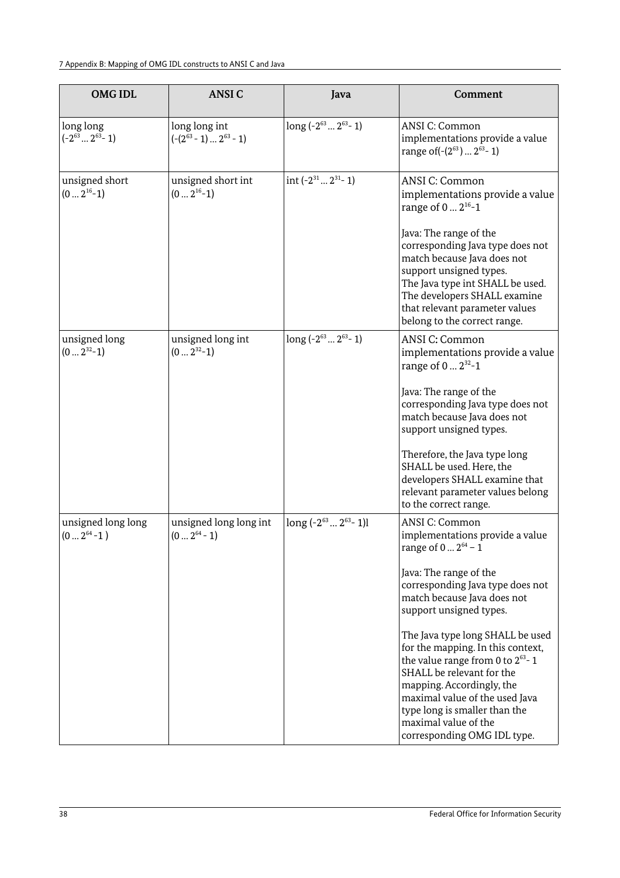| OMG IDL | ANSI C | Java | Comment |
|---|---|---|---|
| long long $(-2^{63} \dots 2^{63}-1)$ | long long int $(-(2^{63}-1) \dots 2^{63}-1)$ | long $(-2^{63} \dots 2^{63}-1)$ | ANSI C: Common implementations provide a value range of$(-(2^{63}) \dots 2^{63}-1)$ |
| unsigned short $(0 \dots 2^{16}-1)$ | unsigned short int $(0 \dots 2^{16}-1)$ | int $(-2^{31} \dots 2^{31}-1)$ | ANSI C: Common implementations provide a value range of $0 \dots 2^{16}-1$<br><br>Java: The range of the corresponding Java type does not match because Java does not support unsigned types. The Java type int SHALL be used. The developers SHALL examine that relevant parameter values belong to the correct range. |
| unsigned long $(0 \dots 2^{32}-1)$ | unsigned long int $(0 \dots 2^{32}-1)$ | long $(-2^{63} \dots 2^{63}-1)$ | ANSI C: Common implementations provide a value range of $0 \dots 2^{32}-1$<br><br>Java: The range of the corresponding Java type does not match because Java does not support unsigned types.<br><br>Therefore, the Java type long SHALL be used. Here, the developers SHALL examine that relevant parameter values belong to the correct range. |
| unsigned long long $(0 \dots 2^{64}-1)$ | unsigned long long int $(0 \dots 2^{64}-1)$ | long $(-2^{63} \dots 2^{63}-1)$l | ANSI C: Common implementations provide a value range of $0 \dots 2^{64}-1$<br><br>Java: The range of the corresponding Java type does not match because Java does not support unsigned types.<br><br>The Java type long SHALL be used for the mapping. In this context, the value range from 0 to $2^{63}-1$ SHALL be relevant for the mapping. Accordingly, the maximal value of the used Java type long is smaller than the maximal value of the corresponding OMG IDL type. |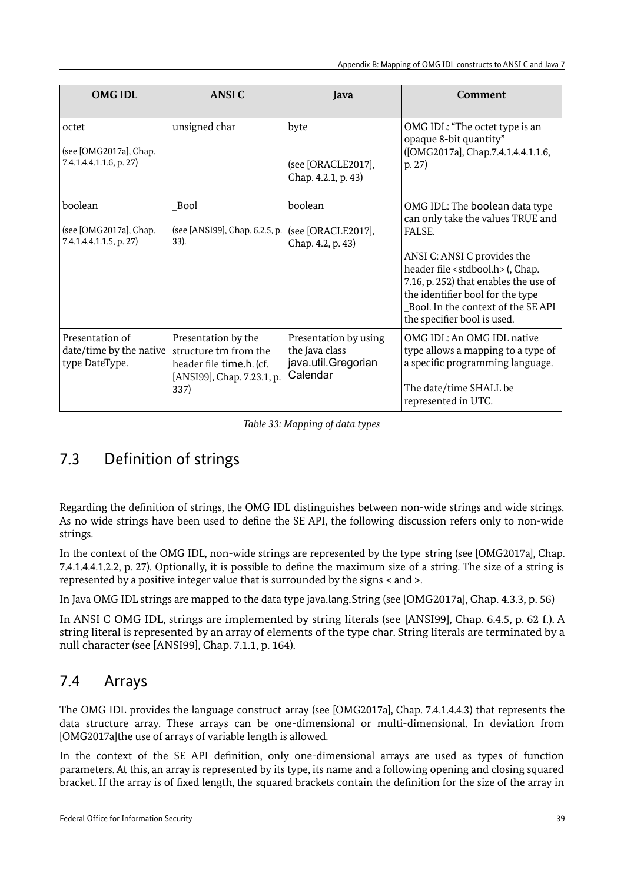| OMG IDL | ANSI C | Java | Comment |
| --- | --- | --- | --- |
| octet<br><br>(see [OMG2017a], Chap. 7.4.1.4.4.1.1.6, p. 27) | unsigned char | byte<br><br>(see [ORACLE2017], Chap. 4.2.1, p. 43) | OMG IDL: "The octet type is an opaque 8-bit quantity" ([OMG2017a], Chap.7.4.1.4.4.1.1.6, p. 27) |
| boolean<br><br>(see [OMG2017a], Chap. 7.4.1.4.4.1.1.5, p. 27) | _Bool<br><br>(see [ANSI99], Chap. 6.2.5, p. 33). | boolean<br><br>(see [ORACLE2017], Chap. 4.2, p. 43) | OMG IDL: The boolean data type can only take the values TRUE and FALSE.<br><br>ANSI C: ANSI C provides the header file <stdbool.h> (, Chap. 7.16, p. 252) that enables the use of the identifier bool for the type _Bool. In the context of the SE API the specifier bool is used. |
| Presentation of date/time by the native type DateType. | Presentation by the structure tm from the header file time.h. (cf. [ANSI99], Chap. 7.23.1, p. 337) | Presentation by using the Java class java.util.Gregorian Calendar | OMG IDL: An OMG IDL native type allows a mapping to a type of a specific programming language.<br><br>The date/time SHALL be represented in UTC. |

*Table 33: Mapping of data types*

## 7.3 Definition of strings

Regarding the definition of strings, the OMG IDL distinguishes between non-wide strings and wide strings. As no wide strings have been used to define the SE API, the following discussion refers only to non-wide strings.

In the context of the OMG IDL, non-wide strings are represented by the type string (see [OMG2017a], Chap. 7.4.1.4.4.1.2.2, p. 27). Optionally, it is possible to define the maximum size of a string. The size of a string is represented by a positive integer value that is surrounded by the signs < and >.

In Java OMG IDL strings are mapped to the data type java.lang.String (see [OMG2017a], Chap. 4.3.3, p. 56)

In ANSI C OMG IDL, strings are implemented by string literals (see [ANSI99], Chap. 6.4.5, p. 62 f.). A string literal is represented by an array of elements of the type char. String literals are terminated by a null character (see [ANSI99], Chap. 7.1.1, p. 164).

## 7.4 Arrays

The OMG IDL provides the language construct array (see [OMG2017a], Chap. 7.4.1.4.4.3) that represents the data structure array. These arrays can be one-dimensional or multi-dimensional. In deviation from [OMG2017a]the use of arrays of variable length is allowed.

In the context of the SE API definition, only one-dimensional arrays are used as types of function parameters. At this, an array is represented by its type, its name and a following opening and closing squared bracket. If the array is of fixed length, the squared brackets contain the definition for the size of the array in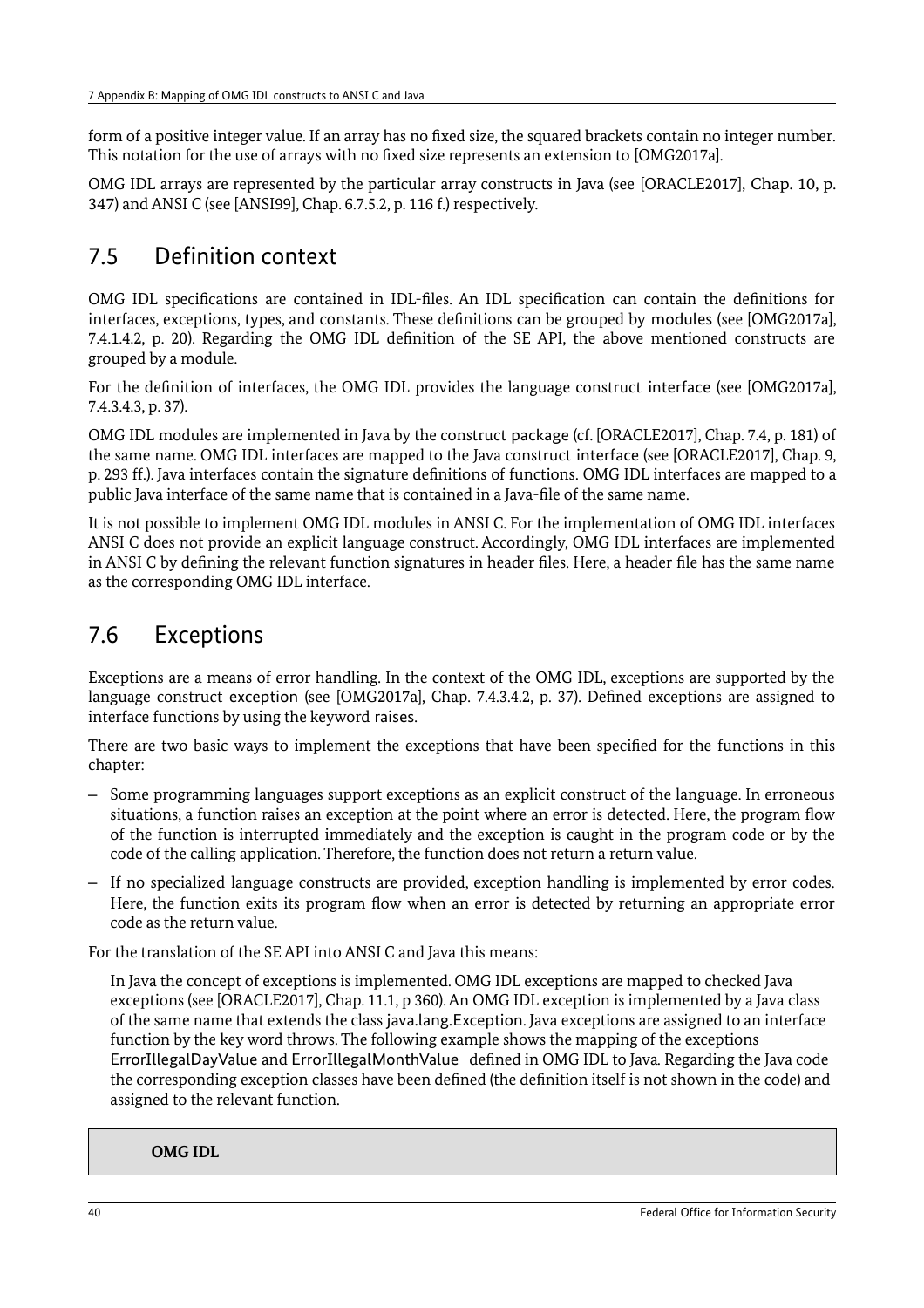form of a positive integer value. If an array has no fixed size, the squared brackets contain no integer number. This notation for the use of arrays with no fixed size represents an extension to [OMG2017a].

OMG IDL arrays are represented by the particular array constructs in Java (see [ORACLE2017], Chap. 10, p. 347) and ANSI C (see [ANSI99], Chap. 6.7.5.2, p. 116 f.) respectively.

## 7.5 Definition context

OMG IDL specifications are contained in IDL-files. An IDL specification can contain the definitions for interfaces, exceptions, types, and constants. These definitions can be grouped by modules (see [OMG2017a], 7.4.1.4.2, p. 20). Regarding the OMG IDL definition of the SE API, the above mentioned constructs are grouped by a module.

For the definition of interfaces, the OMG IDL provides the language construct interface (see [OMG2017a], 7.4.3.4.3, p. 37).

OMG IDL modules are implemented in Java by the construct package (cf. [ORACLE2017], Chap. 7.4, p. 181) of the same name. OMG IDL interfaces are mapped to the Java construct interface (see [ORACLE2017], Chap. 9, p. 293 ff.). Java interfaces contain the signature definitions of functions. OMG IDL interfaces are mapped to a public Java interface of the same name that is contained in a Java-file of the same name.

It is not possible to implement OMG IDL modules in ANSI C. For the implementation of OMG IDL interfaces ANSI C does not provide an explicit language construct. Accordingly, OMG IDL interfaces are implemented in ANSI C by defining the relevant function signatures in header files. Here, a header file has the same name as the corresponding OMG IDL interface.

## 7.6 Exceptions

Exceptions are a means of error handling. In the context of the OMG IDL, exceptions are supported by the language construct exception (see [OMG2017a], Chap. 7.4.3.4.2, p. 37). Defined exceptions are assigned to interface functions by using the keyword raises.

There are two basic ways to implement the exceptions that have been specified for the functions in this chapter:

- Some programming languages support exceptions as an explicit construct of the language. In erroneous situations, a function raises an exception at the point where an error is detected. Here, the program flow of the function is interrupted immediately and the exception is caught in the program code or by the code of the calling application. Therefore, the function does not return a return value.
- If no specialized language constructs are provided, exception handling is implemented by error codes. Here, the function exits its program flow when an error is detected by returning an appropriate error code as the return value.

For the translation of the SE API into ANSI C and Java this means:

In Java the concept of exceptions is implemented. OMG IDL exceptions are mapped to checked Java exceptions (see [ORACLE2017], Chap. 11.1, p 360). An OMG IDL exception is implemented by a Java class of the same name that extends the class java.lang.Exception. Java exceptions are assigned to an interface function by the key word throws. The following example shows the mapping of the exceptions ErrorIllegalDayValue and ErrorIllegalMonthValue defined in OMG IDL to Java. Regarding the Java code the corresponding exception classes have been defined (the definition itself is not shown in the code) and assigned to the relevant function.

| **OMG IDL** |
|---|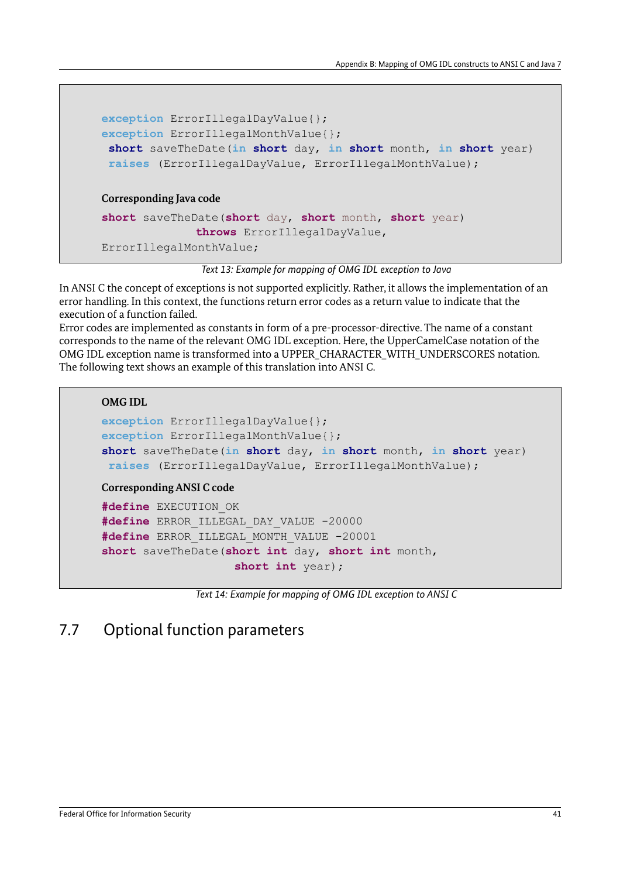```
exception ErrorIllegalDayValue{};
exception ErrorIllegalMonthValue{};
 short saveTheDate(in short day, in short month, in short year)
 raises (ErrorIllegalDayValue, ErrorIllegalMonthValue);
```

**Corresponding Java code**

```
short saveTheDate(short day, short month, short year)
              throws ErrorIllegalDayValue,
ErrorIllegalMonthValue;
```

*Text 13: Example for mapping of OMG IDL exception to Java*

In ANSI C the concept of exceptions is not supported explicitly. Rather, it allows the implementation of an error handling. In this context, the functions return error codes as a return value to indicate that the execution of a function failed.
Error codes are implemented as constants in form of a pre-processor-directive. The name of a constant corresponds to the name of the relevant OMG IDL exception. Here, the UpperCamelCase notation of the OMG IDL exception name is transformed into a UPPER_CHARACTER_WITH_UNDERSCORES notation. The following text shows an example of this translation into ANSI C.

**OMG IDL**

```
exception ErrorIllegalDayValue{};
exception ErrorIllegalMonthValue{};
short saveTheDate(in short day, in short month, in short year)
 raises (ErrorIllegalDayValue, ErrorIllegalMonthValue);
```

**Corresponding ANSI C code**

```
#define EXECUTION_OK
#define ERROR_ILLEGAL_DAY_VALUE -20000
#define ERROR_ILLEGAL_MONTH_VALUE -20001
short saveTheDate(short int day, short int month,
                    short int year);
```

*Text 14: Example for mapping of OMG IDL exception to ANSI C*

## 7.7 Optional function parameters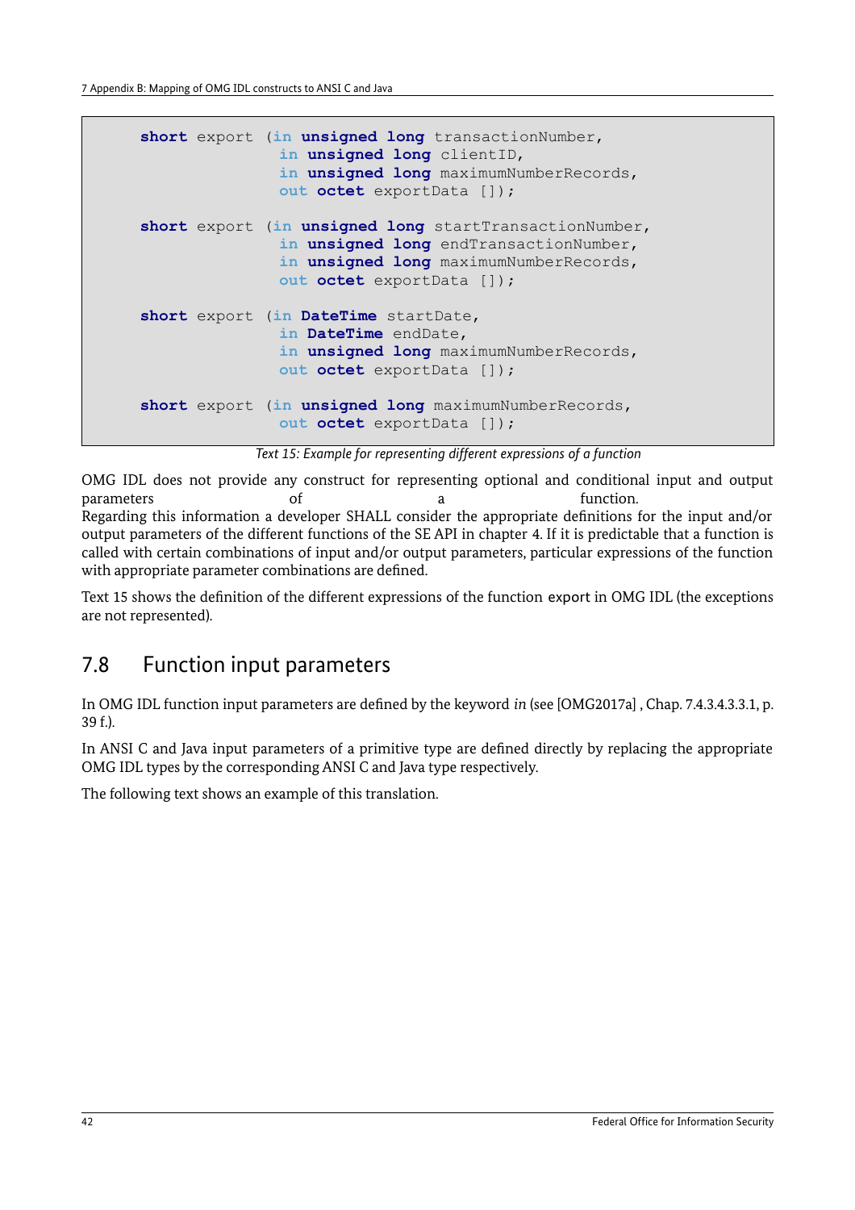```
short export (in unsigned long transactionNumber,
              in unsigned long clientID,
              in unsigned long maximumNumberRecords,
              out octet exportData []);

short export (in unsigned long startTransactionNumber,
              in unsigned long endTransactionNumber,
              in unsigned long maximumNumberRecords,
              out octet exportData []);

short export (in DateTime startDate,
              in DateTime endDate,
              in unsigned long maximumNumberRecords,
              out octet exportData []);

short export (in unsigned long maximumNumberRecords,
              out octet exportData []);
```

*Text 15: Example for representing different expressions of a function*

OMG IDL does not provide any construct for representing optional and conditional input and output parameters of a function.
Regarding this information a developer SHALL consider the appropriate definitions for the input and/or output parameters of the different functions of the SE API in chapter 4. If it is predictable that a function is called with certain combinations of input and/or output parameters, particular expressions of the function with appropriate parameter combinations are defined.

Text 15 shows the definition of the different expressions of the function export in OMG IDL (the exceptions are not represented).

## 7.8 Function input parameters

In OMG IDL function input parameters are defined by the keyword *in* (see [OMG2017a] , Chap. 7.4.3.4.3.3.1, p. 39 f.).

In ANSI C and Java input parameters of a primitive type are defined directly by replacing the appropriate OMG IDL types by the corresponding ANSI C and Java type respectively.

The following text shows an example of this translation.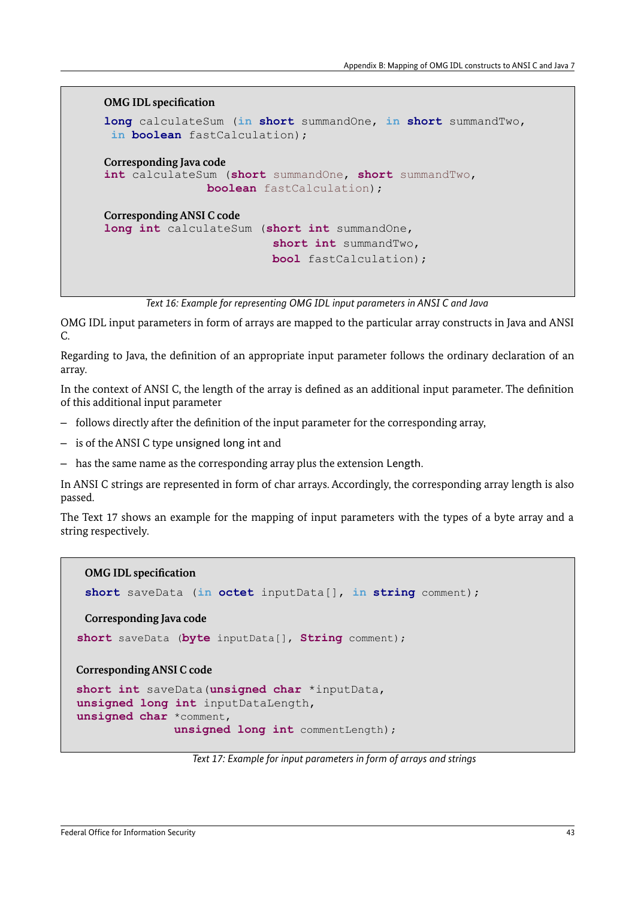**OMG IDL specification**

```
long calculateSum (in short summandOne, in short summandTwo,
 in boolean fastCalculation);
```

**Corresponding Java code**

```
int calculateSum (short summandOne, short summandTwo,
              boolean fastCalculation);
```

**Corresponding ANSI C code**

```
long int calculateSum (short int summandOne,
                       short int summandTwo,
                       bool fastCalculation);
```

*Text 16: Example for representing OMG IDL input parameters in ANSI C and Java*

OMG IDL input parameters in form of arrays are mapped to the particular array constructs in Java and ANSI C.

Regarding to Java, the definition of an appropriate input parameter follows the ordinary declaration of an array.

In the context of ANSI C, the length of the array is defined as an additional input parameter. The definition of this additional input parameter

- follows directly after the definition of the input parameter for the corresponding array,
- is of the ANSI C type unsigned long int and
- has the same name as the corresponding array plus the extension Length.

In ANSI C strings are represented in form of char arrays. Accordingly, the corresponding array length is also passed.

The Text 17 shows an example for the mapping of input parameters with the types of a byte array and a string respectively.

**OMG IDL specification**

```
short saveData (in octet inputData[], in string comment);
```

**Corresponding Java code**

```
short saveData (byte inputData[], String comment);
```

**Corresponding ANSI C code**

```
short int saveData(unsigned char *inputData,
unsigned long int inputDataLength,
unsigned char *comment,
              unsigned long int commentLength);
```

*Text 17: Example for input parameters in form of arrays and strings*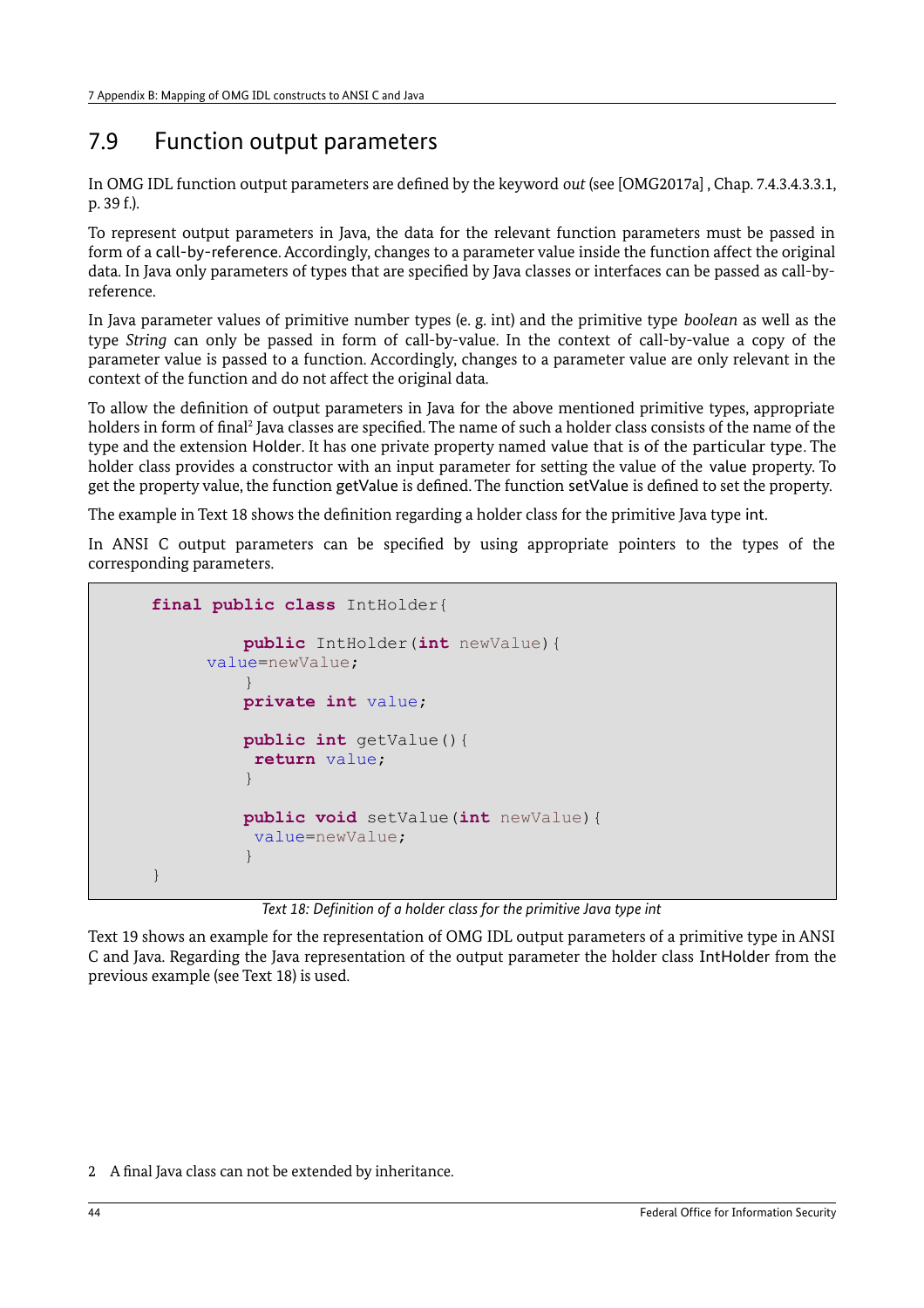## 7.9 Function output parameters

In OMG IDL function output parameters are defined by the keyword *out* (see [OMG2017a] , Chap. 7.4.3.4.3.3.1, p. 39 f.).

To represent output parameters in Java, the data for the relevant function parameters must be passed in form of a call-by-reference. Accordingly, changes to a parameter value inside the function affect the original data. In Java only parameters of types that are specified by Java classes or interfaces can be passed as call-by-reference.

In Java parameter values of primitive number types (e. g. int) and the primitive type *boolean* as well as the type *String* can only be passed in form of call-by-value. In the context of call-by-value a copy of the parameter value is passed to a function. Accordingly, changes to a parameter value are only relevant in the context of the function and do not affect the original data.

To allow the definition of output parameters in Java for the above mentioned primitive types, appropriate holders in form of final[2] Java classes are specified. The name of such a holder class consists of the name of the type and the extension Holder. It has one private property named value that is of the particular type. The holder class provides a constructor with an input parameter for setting the value of the value property. To get the property value, the function getValue is defined. The function setValue is defined to set the property.

The example in Text 18 shows the definition regarding a holder class for the primitive Java type int.

In ANSI C output parameters can be specified by using appropriate pointers to the types of the corresponding parameters.

```
final public class IntHolder{

        public IntHolder(int newValue){
    value=newValue;
        }
        private int value;

        public int getValue(){
         return value;
        }

        public void setValue(int newValue){
         value=newValue;
        }
}
```

*Text 18: Definition of a holder class for the primitive Java type int*

Text 19 shows an example for the representation of OMG IDL output parameters of a primitive type in ANSI C and Java. Regarding the Java representation of the output parameter the holder class IntHolder from the previous example (see Text 18) is used.

2 A final Java class can not be extended by inheritance.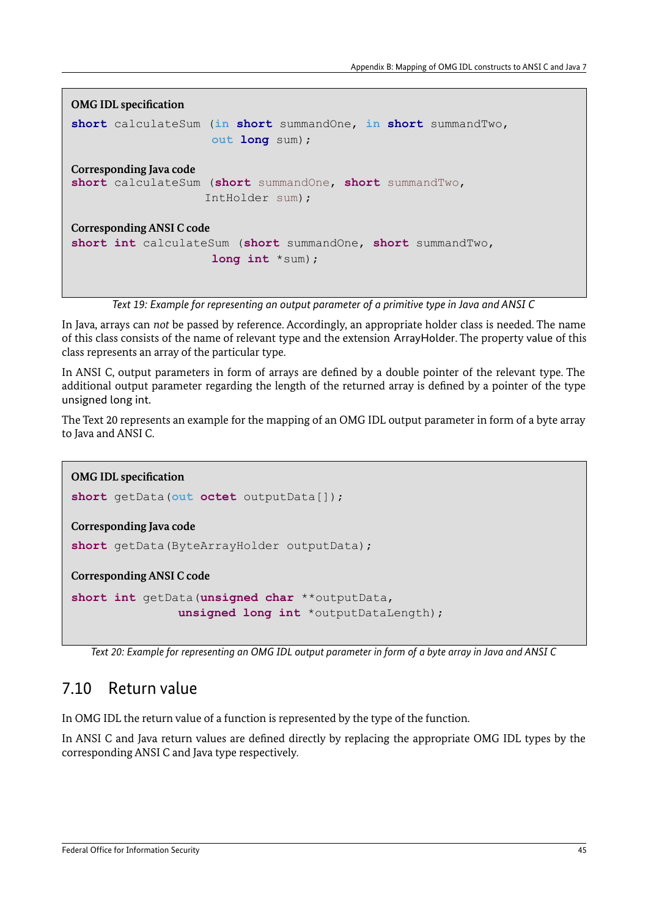**OMG IDL specification**

```
short calculateSum (in short summandOne, in short summandTwo,
                    out long sum);
```

**Corresponding Java code**

```
short calculateSum (short summandOne, short summandTwo,
                   IntHolder sum);
```

**Corresponding ANSI C code**

```
short int calculateSum (short summandOne, short summandTwo,
                    long int *sum);
```

*Text 19: Example for representing an output parameter of a primitive type in Java and ANSI C*

In Java, arrays can *not* be passed by reference. Accordingly, an appropriate holder class is needed. The name of this class consists of the name of relevant type and the extension ArrayHolder. The property value of this class represents an array of the particular type.

In ANSI C, output parameters in form of arrays are defined by a double pointer of the relevant type. The additional output parameter regarding the length of the returned array is defined by a pointer of the type unsigned long int.

The Text 20 represents an example for the mapping of an OMG IDL output parameter in form of a byte array to Java and ANSI C.

**OMG IDL specification**

```
short getData(out octet outputData[]);
```

**Corresponding Java code**

```
short getData(ByteArrayHolder outputData);
```

**Corresponding ANSI C code**

```
short int getData(unsigned char **outputData,
               unsigned long int *outputDataLength);
```

*Text 20: Example for representing an OMG IDL output parameter in form of a byte array in Java and ANSI C*

## 7.10 Return value

In OMG IDL the return value of a function is represented by the type of the function.

In ANSI C and Java return values are defined directly by replacing the appropriate OMG IDL types by the corresponding ANSI C and Java type respectively.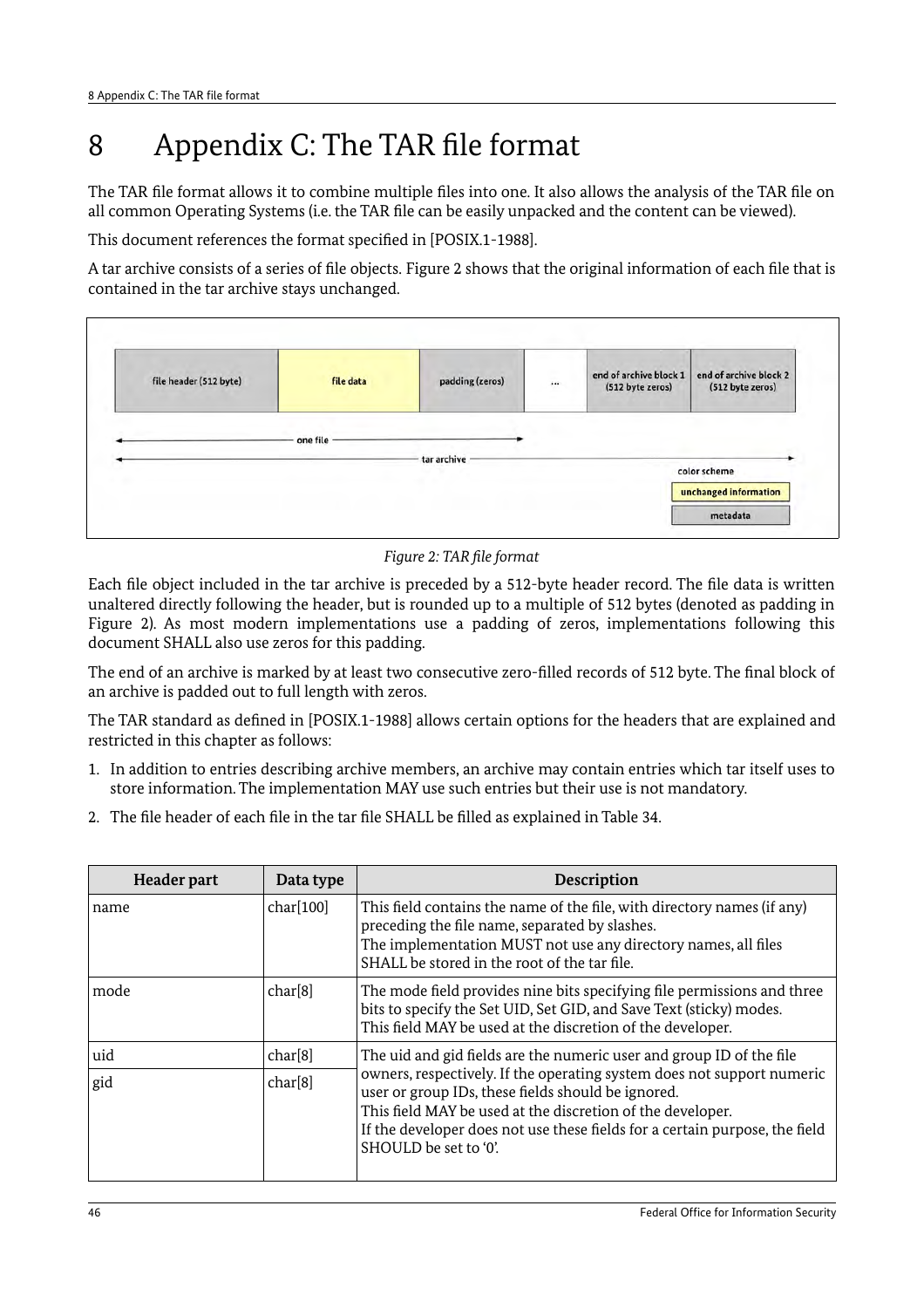# 8 Appendix C: The TAR file format

The TAR file format allows it to combine multiple files into one. It also allows the analysis of the TAR file on all common Operating Systems (i.e. the TAR file can be easily unpacked and the content can be viewed).

This document references the format specified in [POSIX.1-1988].

A tar archive consists of a series of file objects. Figure 2 shows that the original information of each file that is contained in the tar archive stays unchanged.

*Figure 2: TAR file format*

Each file object included in the tar archive is preceded by a 512-byte header record. The file data is written unaltered directly following the header, but is rounded up to a multiple of 512 bytes (denoted as padding in Figure 2). As most modern implementations use a padding of zeros, implementations following this document SHALL also use zeros for this padding.

The end of an archive is marked by at least two consecutive zero-filled records of 512 byte. The final block of an archive is padded out to full length with zeros.

The TAR standard as defined in [POSIX.1-1988] allows certain options for the headers that are explained and restricted in this chapter as follows:

1. In addition to entries describing archive members, an archive may contain entries which tar itself uses to store information. The implementation MAY use such entries but their use is not mandatory.
2. The file header of each file in the tar file SHALL be filled as explained in Table 34.

| Header part | Data type | Description |
|---|---|---|
| name | char[100] | This field contains the name of the file, with directory names (if any) preceding the file name, separated by slashes.<br>The implementation MUST not use any directory names, all files SHALL be stored in the root of the tar file. |
| mode | char[8] | The mode field provides nine bits specifying file permissions and three bits to specify the Set UID, Set GID, and Save Text (sticky) modes.<br>This field MAY be used at the discretion of the developer. |
| uid | char[8] | The uid and gid fields are the numeric user and group ID of the file owners, respectively. If the operating system does not support numeric user or group IDs, these fields should be ignored.<br>This field MAY be used at the discretion of the developer.<br>If the developer does not use these fields for a certain purpose, the field SHOULD be set to '0'. |
| gid | char[8] | |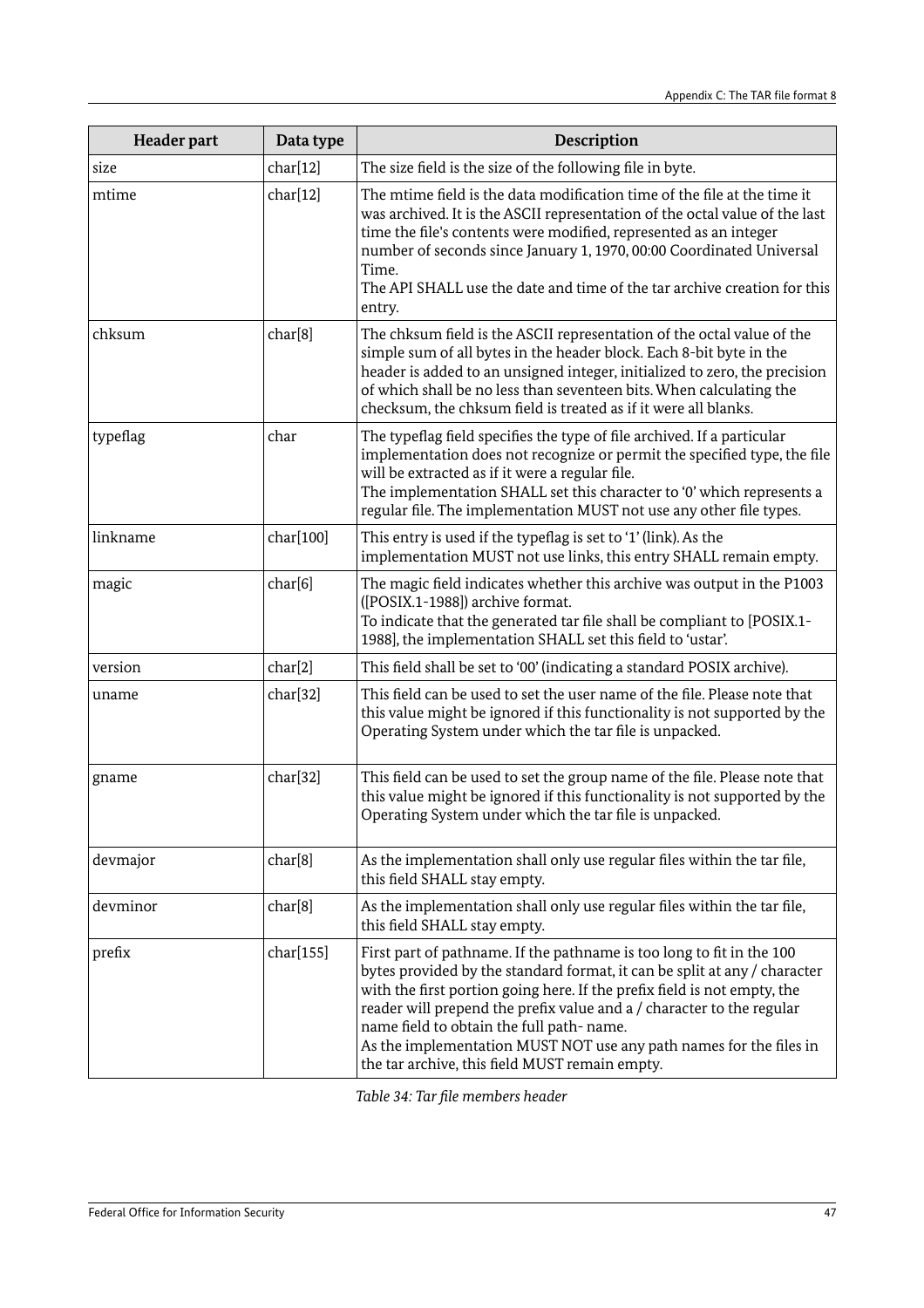| Header part | Data type | Description |
|---|---|---|
| size | char[12] | The size field is the size of the following file in byte. |
| mtime | char[12] | The mtime field is the data modification time of the file at the time it was archived. It is the ASCII representation of the octal value of the last time the file's contents were modified, represented as an integer number of seconds since January 1, 1970, 00:00 Coordinated Universal Time.<br>The API SHALL use the date and time of the tar archive creation for this entry. |
| chksum | char[8] | The chksum field is the ASCII representation of the octal value of the simple sum of all bytes in the header block. Each 8-bit byte in the header is added to an unsigned integer, initialized to zero, the precision of which shall be no less than seventeen bits. When calculating the checksum, the chksum field is treated as if it were all blanks. |
| typeflag | char | The typeflag field specifies the type of file archived. If a particular implementation does not recognize or permit the specified type, the file will be extracted as if it were a regular file.<br>The implementation SHALL set this character to '0' which represents a regular file. The implementation MUST not use any other file types. |
| linkname | char[100] | This entry is used if the typeflag is set to '1' (link). As the implementation MUST not use links, this entry SHALL remain empty. |
| magic | char[6] | The magic field indicates whether this archive was output in the P1003 ([POSIX.1-1988]) archive format.<br>To indicate that the generated tar file shall be compliant to [POSIX.1-1988], the implementation SHALL set this field to 'ustar'. |
| version | char[2] | This field shall be set to '00' (indicating a standard POSIX archive). |
| uname | char[32] | This field can be used to set the user name of the file. Please note that this value might be ignored if this functionality is not supported by the Operating System under which the tar file is unpacked. |
| gname | char[32] | This field can be used to set the group name of the file. Please note that this value might be ignored if this functionality is not supported by the Operating System under which the tar file is unpacked. |
| devmajor | char[8] | As the implementation shall only use regular files within the tar file, this field SHALL stay empty. |
| devminor | char[8] | As the implementation shall only use regular files within the tar file, this field SHALL stay empty. |
| prefix | char[155] | First part of pathname. If the pathname is too long to fit in the 100 bytes provided by the standard format, it can be split at any / character with the first portion going here. If the prefix field is not empty, the reader will prepend the prefix value and a / character to the regular name field to obtain the full path- name.<br>As the implementation MUST NOT use any path names for the files in the tar archive, this field MUST remain empty. |

*Table 34: Tar file members header*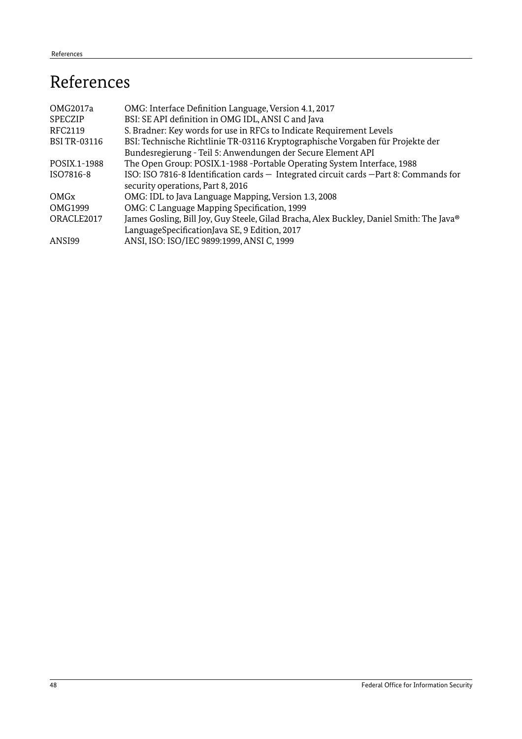# References

| | |
|---|---|
| OMG2017a | OMG: Interface Definition Language, Version 4.1, 2017 |
| SPECZIP | BSI: SE API definition in OMG IDL, ANSI C and Java |
| RFC2119 | S. Bradner: Key words for use in RFCs to Indicate Requirement Levels |
| BSI TR-03116 | BSI: Technische Richtlinie TR-03116 Kryptographische Vorgaben für Projekte der Bundesregierung - Teil 5: Anwendungen der Secure Element API |
| POSIX.1-1988 | The Open Group: POSIX.1-1988 -Portable Operating System Interface, 1988 |
| ISO7816-8 | ISO: ISO 7816-8 Identification cards — Integrated circuit cards —Part 8: Commands for security operations, Part 8, 2016 |
| OMGx | OMG: IDL to Java Language Mapping, Version 1.3, 2008 |
| OMG1999 | OMG: C Language Mapping Specification, 1999 |
| ORACLE2017 | James Gosling, Bill Joy, Guy Steele, Gilad Bracha, Alex Buckley, Daniel Smith: The Java® LanguageSpecificationJava SE, 9 Edition, 2017 |
| ANSI99 | ANSI, ISO: ISO/IEC 9899:1999, ANSI C, 1999 |